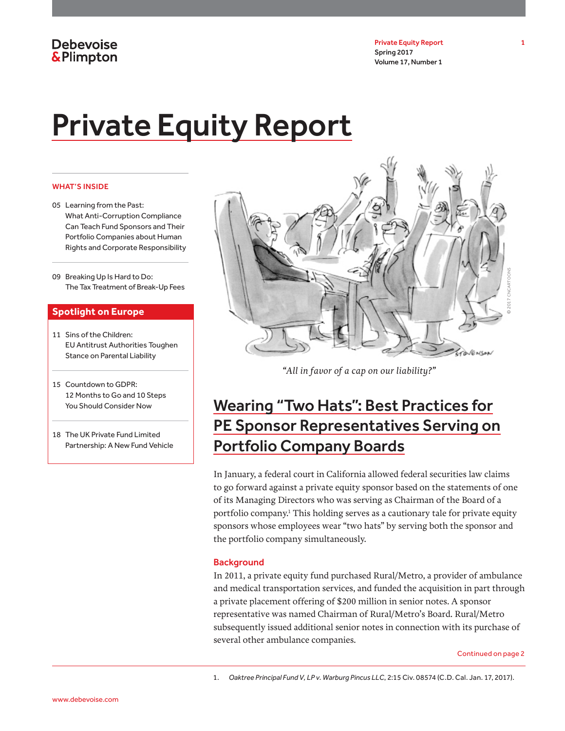Debevoise & Plimpton

Private Equity Report
Spring 2017
Volume 17, Number 1

# Private Equity Report

**WHAT'S INSIDE**

05 Learning from the Past: What Anti-Corruption Compliance Can Teach Fund Sponsors and Their Portfolio Companies about Human Rights and Corporate Responsibility

09 Breaking Up Is Hard to Do: The Tax Treatment of Break-Up Fees

**Spotlight on Europe**

11 Sins of the Children: EU Antitrust Authorities Toughen Stance on Parental Liability

15 Countdown to GDPR: 12 Months to Go and 10 Steps You Should Consider Now

18 The UK Private Fund Limited Partnership: A New Fund Vehicle

*"All in favor of a cap on our liability?"*

## Wearing "Two Hats": Best Practices for PE Sponsor Representatives Serving on Portfolio Company Boards

In January, a federal court in California allowed federal securities law claims to go forward against a private equity sponsor based on the statements of one of its Managing Directors who was serving as Chairman of the Board of a portfolio company.[1] This holding serves as a cautionary tale for private equity sponsors whose employees wear "two hats" by serving both the sponsor and the portfolio company simultaneously.

### Background

In 2011, a private equity fund purchased Rural/Metro, a provider of ambulance and medical transportation services, and funded the acquisition in part through a private placement offering of $200 million in senior notes. A sponsor representative was named Chairman of Rural/Metro's Board. Rural/Metro subsequently issued additional senior notes in connection with its purchase of several other ambulance companies.

Continued on page 2

1. *Oaktree Principal Fund V, LP v. Warburg Pincus LLC*, 2:15 Civ. 08574 (C.D. Cal. Jan. 17, 2017).

www.debevoise.com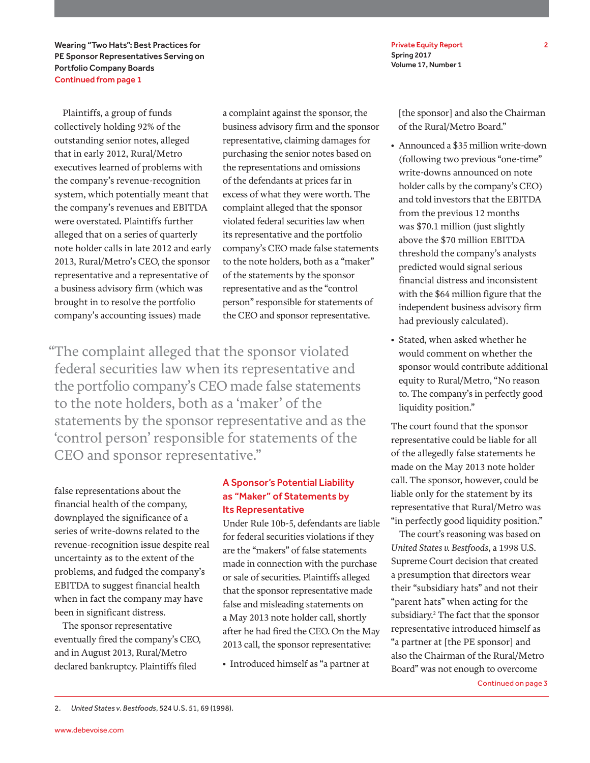Plaintiffs, a group of funds collectively holding 92% of the outstanding senior notes, alleged that in early 2012, Rural/Metro executives learned of problems with the company's revenue-recognition system, which potentially meant that the company's revenues and EBITDA were overstated. Plaintiffs further alleged that on a series of quarterly note holder calls in late 2012 and early 2013, Rural/Metro's CEO, the sponsor representative and a representative of a business advisory firm (which was brought in to resolve the portfolio company's accounting issues) made false representations about the financial health of the company, downplayed the significance of a series of write-downs related to the revenue-recognition issue despite real uncertainty as to the extent of the problems, and fudged the company's EBITDA to suggest financial health when in fact the company may have been in significant distress.

The sponsor representative eventually fired the company's CEO, and in August 2013, Rural/Metro declared bankruptcy. Plaintiffs filed a complaint against the sponsor, the business advisory firm and the sponsor representative, claiming damages for purchasing the senior notes based on the representations and omissions of the defendants at prices far in excess of what they were worth. The complaint alleged that the sponsor violated federal securities law when its representative and the portfolio company's CEO made false statements to the note holders, both as a "maker" of the statements by the sponsor representative and as the "control person" responsible for statements of the CEO and sponsor representative.

> "The complaint alleged that the sponsor violated federal securities law when its representative and the portfolio company's CEO made false statements to the note holders, both as a 'maker' of the statements by the sponsor representative and as the 'control person' responsible for statements of the CEO and sponsor representative."

## A Sponsor's Potential Liability as "Maker" of Statements by Its Representative

Under Rule 10b-5, defendants are liable for federal securities violations if they are the "makers" of false statements made in connection with the purchase or sale of securities. Plaintiffs alleged that the sponsor representative made false and misleading statements on a May 2013 note holder call, shortly after he had fired the CEO. On the May 2013 call, the sponsor representative:

- Introduced himself as "a partner at [the sponsor] and also the Chairman of the Rural/Metro Board."
- Announced a $35 million write-down (following two previous "one-time" write-downs announced on note holder calls by the company's CEO) and told investors that the EBITDA from the previous 12 months was $70.1 million (just slightly above the $70 million EBITDA threshold the company's analysts predicted would signal serious financial distress and inconsistent with the $64 million figure that the independent business advisory firm had previously calculated).
- Stated, when asked whether he would comment on whether the sponsor would contribute additional equity to Rural/Metro, "No reason to. The company's in perfectly good liquidity position."

The court found that the sponsor representative could be liable for all of the allegedly false statements he made on the May 2013 note holder call. The sponsor, however, could be liable only for the statement by its representative that Rural/Metro was "in perfectly good liquidity position."

The court's reasoning was based on *United States v. Bestfoods*, a 1998 U.S. Supreme Court decision that created a presumption that directors wear their "subsidiary hats" and not their "parent hats" when acting for the subsidiary.[2] The fact that the sponsor representative introduced himself as "a partner at [the PE sponsor] and also the Chairman of the Rural/Metro Board" was not enough to overcome

Continued on page 3

---

2. *United States v. Bestfoods*, 524 U.S. 51, 69 (1998).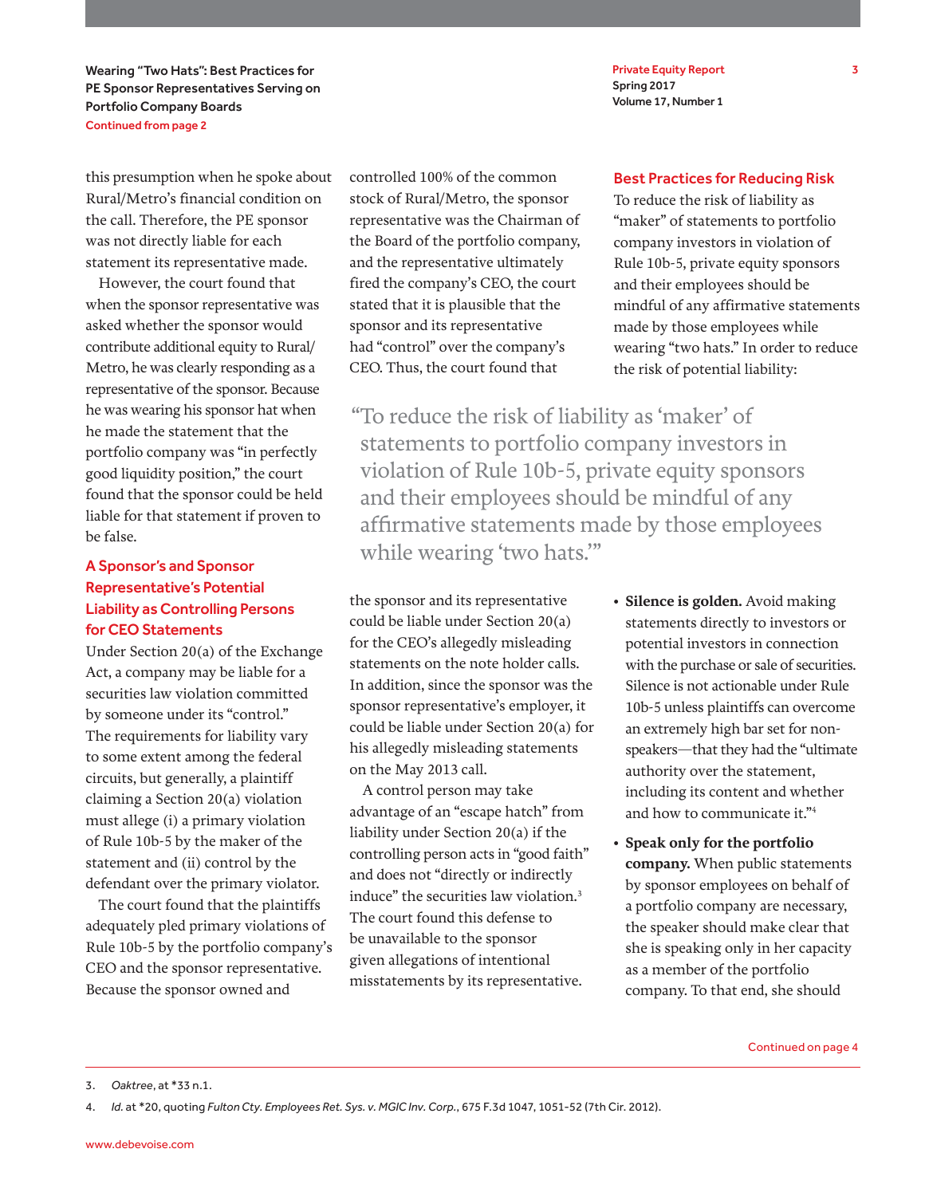this presumption when he spoke about Rural/Metro's financial condition on the call. Therefore, the PE sponsor was not directly liable for each statement its representative made.

However, the court found that when the sponsor representative was asked whether the sponsor would contribute additional equity to Rural/Metro, he was clearly responding as a representative of the sponsor. Because he was wearing his sponsor hat when he made the statement that the portfolio company was "in perfectly good liquidity position," the court found that the sponsor could be held liable for that statement if proven to be false.

## A Sponsor's and Sponsor Representative's Potential Liability as Controlling Persons for CEO Statements

Under Section 20(a) of the Exchange Act, a company may be liable for a securities law violation committed by someone under its "control." The requirements for liability vary to some extent among the federal circuits, but generally, a plaintiff claiming a Section 20(a) violation must allege (i) a primary violation of Rule 10b-5 by the maker of the statement and (ii) control by the defendant over the primary violator.

The court found that the plaintiffs adequately pled primary violations of Rule 10b-5 by the portfolio company's CEO and the sponsor representative. Because the sponsor owned and controlled 100% of the common stock of Rural/Metro, the sponsor representative was the Chairman of the Board of the portfolio company, and the representative ultimately fired the company's CEO, the court stated that it is plausible that the sponsor and its representative had "control" over the company's CEO. Thus, the court found that the sponsor and its representative could be liable under Section 20(a) for the CEO's allegedly misleading statements on the note holder calls. In addition, since the sponsor was the sponsor representative's employer, it could be liable under Section 20(a) for his allegedly misleading statements on the May 2013 call.

A control person may take advantage of an "escape hatch" from liability under Section 20(a) if the controlling person acts in "good faith" and does not "directly or indirectly induce" the securities law violation.[3] The court found this defense to be unavailable to the sponsor given allegations of intentional misstatements by its representative.

> "To reduce the risk of liability as 'maker' of statements to portfolio company investors in violation of Rule 10b-5, private equity sponsors and their employees should be mindful of any affirmative statements made by those employees while wearing 'two hats.'"

## Best Practices for Reducing Risk

To reduce the risk of liability as "maker" of statements to portfolio company investors in violation of Rule 10b-5, private equity sponsors and their employees should be mindful of any affirmative statements made by those employees while wearing "two hats." In order to reduce the risk of potential liability:

- **Silence is golden.** Avoid making statements directly to investors or potential investors in connection with the purchase or sale of securities. Silence is not actionable under Rule 10b-5 unless plaintiffs can overcome an extremely high bar set for non-speakers—that they had the "ultimate authority over the statement, including its content and whether and how to communicate it."[4]
- **Speak only for the portfolio company.** When public statements by sponsor employees on behalf of a portfolio company are necessary, the speaker should make clear that she is speaking only in her capacity as a member of the portfolio company. To that end, she should

Continued on page 4

---

3. *Oaktree*, at *33 n.1.
4. *Id.* at *20, quoting *Fulton Cty. Employees Ret. Sys. v. MGIC Inv. Corp.*, 675 F.3d 1047, 1051-52 (7th Cir. 2012).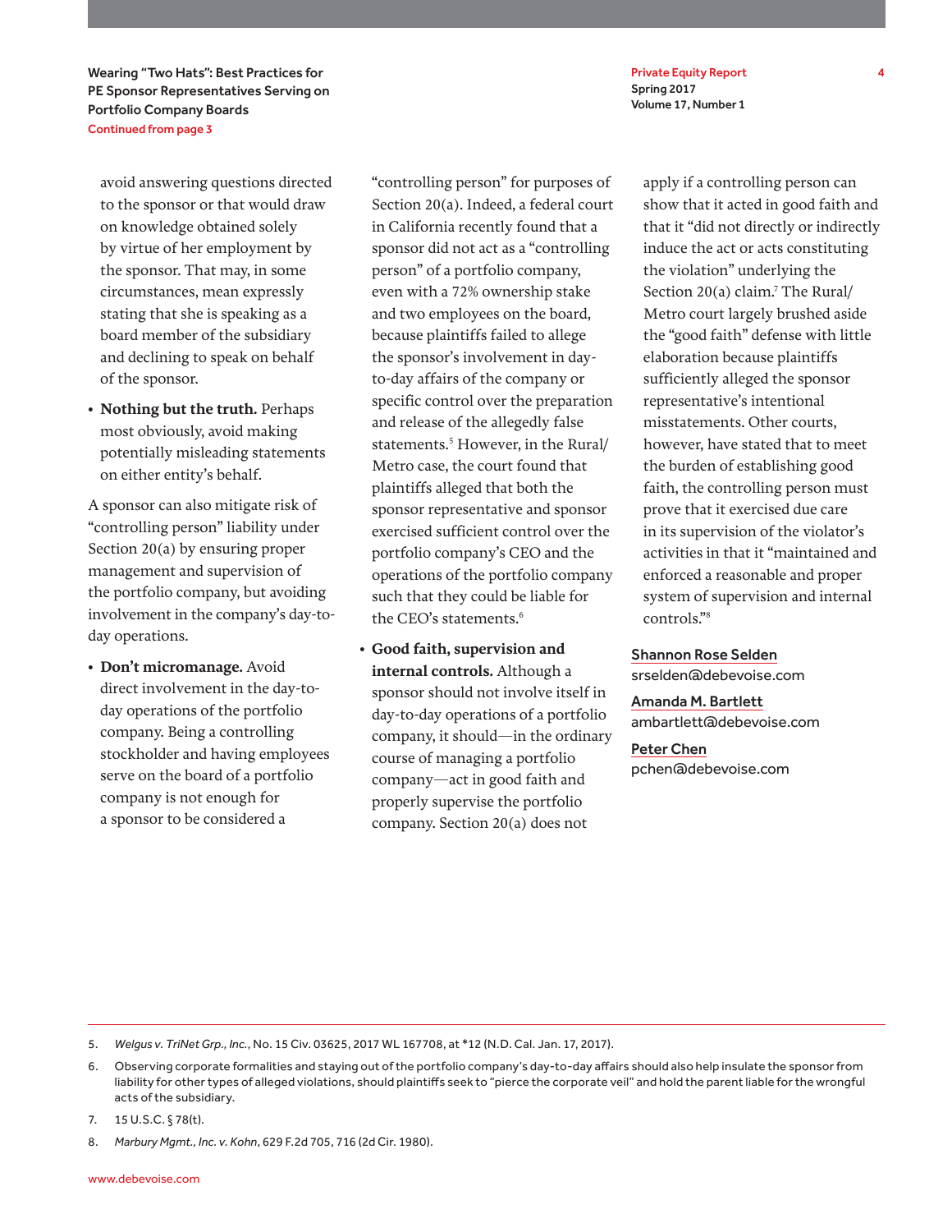avoid answering questions directed to the sponsor or that would draw on knowledge obtained solely by virtue of her employment by the sponsor. That may, in some circumstances, mean expressly stating that she is speaking as a board member of the subsidiary and declining to speak on behalf of the sponsor.

- **Nothing but the truth.** Perhaps most obviously, avoid making potentially misleading statements on either entity's behalf.

A sponsor can also mitigate risk of "controlling person" liability under Section 20(a) by ensuring proper management and supervision of the portfolio company, but avoiding involvement in the company's day-to-day operations.

- **Don't micromanage.** Avoid direct involvement in the day-to-day operations of the portfolio company. Being a controlling stockholder and having employees serve on the board of a portfolio company is not enough for a sponsor to be considered a "controlling person" for purposes of Section 20(a). Indeed, a federal court in California recently found that a sponsor did not act as a "controlling person" of a portfolio company, even with a 72% ownership stake and two employees on the board, because plaintiffs failed to allege the sponsor's involvement in day-to-day affairs of the company or specific control over the preparation and release of the allegedly false statements.[5] However, in the Rural/Metro case, the court found that plaintiffs alleged that both the sponsor representative and sponsor exercised sufficient control over the portfolio company's CEO and the operations of the portfolio company such that they could be liable for the CEO's statements.[6]

- **Good faith, supervision and internal controls.** Although a sponsor should not involve itself in day-to-day operations of a portfolio company, it should—in the ordinary course of managing a portfolio company—act in good faith and properly supervise the portfolio company. Section 20(a) does not apply if a controlling person can show that it acted in good faith and that it "did not directly or indirectly induce the act or acts constituting the violation" underlying the Section 20(a) claim.[7] The Rural/Metro court largely brushed aside the "good faith" defense with little elaboration because plaintiffs sufficiently alleged the sponsor representative's intentional misstatements. Other courts, however, have stated that to meet the burden of establishing good faith, the controlling person must prove that it exercised due care in its supervision of the violator's activities in that it "maintained and enforced a reasonable and proper system of supervision and internal controls."[8]

Shannon Rose Selden
srselden@debevoise.com

Amanda M. Bartlett
ambartlett@debevoise.com

Peter Chen
pchen@debevoise.com

---

5. *Welgus v. TriNet Grp., Inc.*, No. 15 Civ. 03625, 2017 WL 167708, at *12 (N.D. Cal. Jan. 17, 2017).

6. Observing corporate formalities and staying out of the portfolio company's day-to-day affairs should also help insulate the sponsor from liability for other types of alleged violations, should plaintiffs seek to "pierce the corporate veil" and hold the parent liable for the wrongful acts of the subsidiary.

7. 15 U.S.C. § 78(t).

8. *Marbury Mgmt., Inc. v. Kohn*, 629 F.2d 705, 716 (2d Cir. 1980).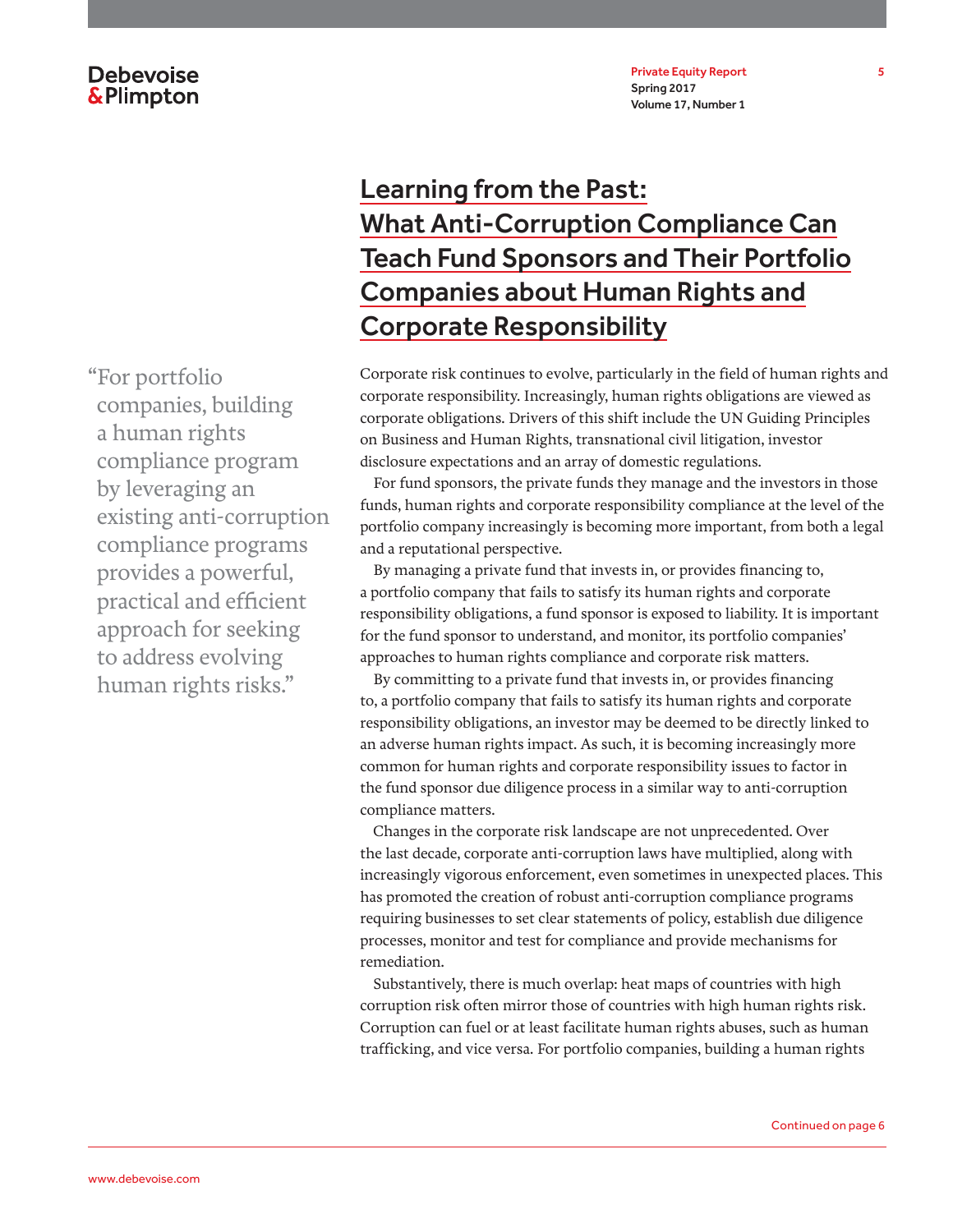# Learning from the Past: What Anti-Corruption Compliance Can Teach Fund Sponsors and Their Portfolio Companies about Human Rights and Corporate Responsibility

> "For portfolio companies, building a human rights compliance program by leveraging an existing anti-corruption compliance programs provides a powerful, practical and efficient approach for seeking to address evolving human rights risks."

Corporate risk continues to evolve, particularly in the field of human rights and corporate responsibility. Increasingly, human rights obligations are viewed as corporate obligations. Drivers of this shift include the UN Guiding Principles on Business and Human Rights, transnational civil litigation, investor disclosure expectations and an array of domestic regulations.

For fund sponsors, the private funds they manage and the investors in those funds, human rights and corporate responsibility compliance at the level of the portfolio company increasingly is becoming more important, from both a legal and a reputational perspective.

By managing a private fund that invests in, or provides financing to, a portfolio company that fails to satisfy its human rights and corporate responsibility obligations, a fund sponsor is exposed to liability. It is important for the fund sponsor to understand, and monitor, its portfolio companies' approaches to human rights compliance and corporate risk matters.

By committing to a private fund that invests in, or provides financing to, a portfolio company that fails to satisfy its human rights and corporate responsibility obligations, an investor may be deemed to be directly linked to an adverse human rights impact. As such, it is becoming increasingly more common for human rights and corporate responsibility issues to factor in the fund sponsor due diligence process in a similar way to anti-corruption compliance matters.

Changes in the corporate risk landscape are not unprecedented. Over the last decade, corporate anti-corruption laws have multiplied, along with increasingly vigorous enforcement, even sometimes in unexpected places. This has promoted the creation of robust anti-corruption compliance programs requiring businesses to set clear statements of policy, establish due diligence processes, monitor and test for compliance and provide mechanisms for remediation.

Substantively, there is much overlap: heat maps of countries with high corruption risk often mirror those of countries with high human rights risk. Corruption can fuel or at least facilitate human rights abuses, such as human trafficking, and vice versa. For portfolio companies, building a human rights

Continued on page 6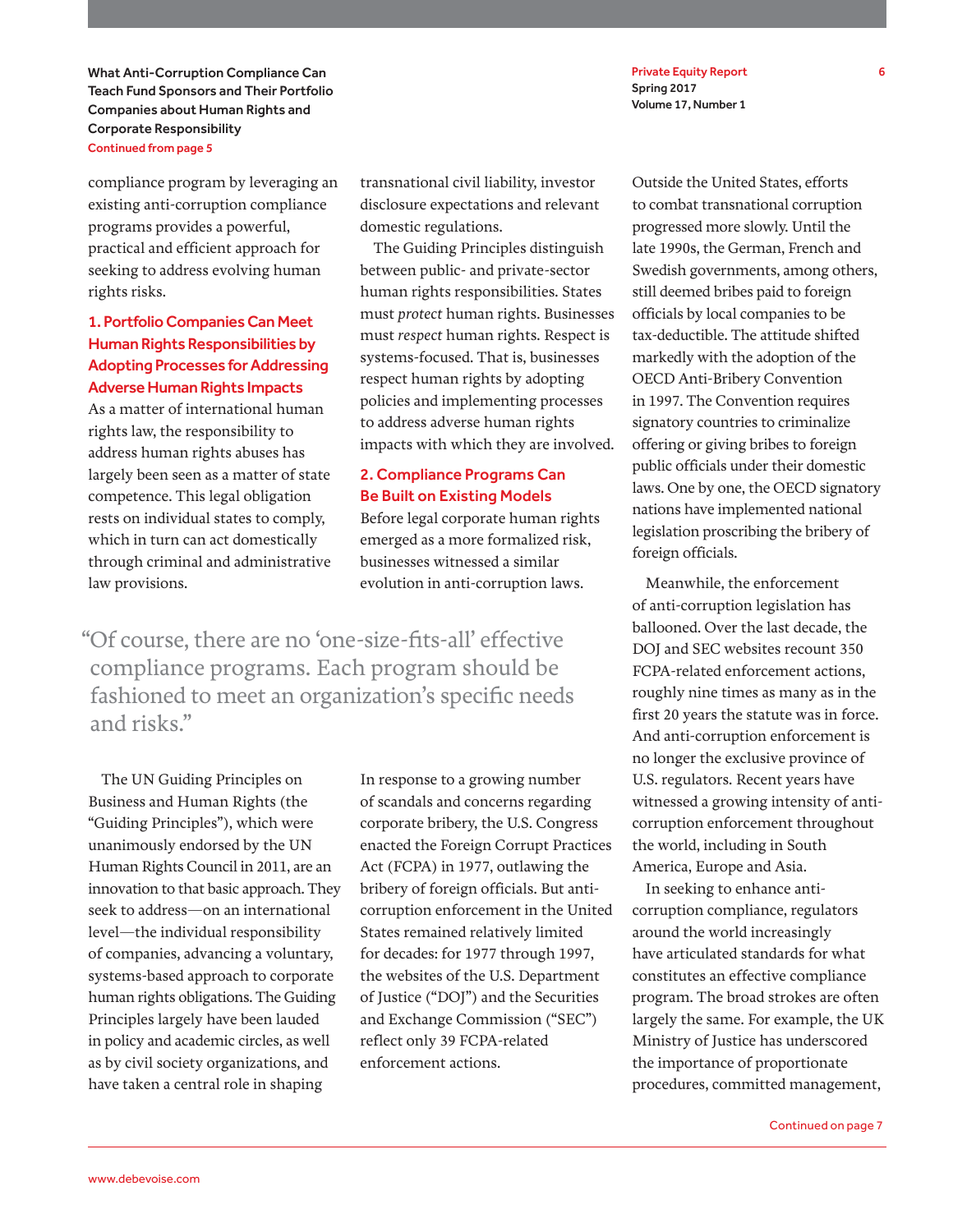compliance program by leveraging an existing anti-corruption compliance programs provides a powerful, practical and efficient approach for seeking to address evolving human rights risks.

### 1. Portfolio Companies Can Meet Human Rights Responsibilities by Adopting Processes for Addressing Adverse Human Rights Impacts

As a matter of international human rights law, the responsibility to address human rights abuses has largely been seen as a matter of state competence. This legal obligation rests on individual states to comply, which in turn can act domestically through criminal and administrative law provisions.

The UN Guiding Principles on Business and Human Rights (the "Guiding Principles"), which were unanimously endorsed by the UN Human Rights Council in 2011, are an innovation to that basic approach. They seek to address—on an international level—the individual responsibility of companies, advancing a voluntary, systems-based approach to corporate human rights obligations. The Guiding Principles largely have been lauded in policy and academic circles, as well as by civil society organizations, and have taken a central role in shaping transnational civil liability, investor disclosure expectations and relevant domestic regulations.

The Guiding Principles distinguish between public- and private-sector human rights responsibilities. States must *protect* human rights. Businesses must *respect* human rights. Respect is systems-focused. That is, businesses respect human rights by adopting policies and implementing processes to address adverse human rights impacts with which they are involved.

> "Of course, there are no 'one-size-fits-all' effective compliance programs. Each program should be fashioned to meet an organization's specific needs and risks."

### 2. Compliance Programs Can Be Built on Existing Models

Before legal corporate human rights emerged as a more formalized risk, businesses witnessed a similar evolution in anti-corruption laws.

In response to a growing number of scandals and concerns regarding corporate bribery, the U.S. Congress enacted the Foreign Corrupt Practices Act (FCPA) in 1977, outlawing the bribery of foreign officials. But anti-corruption enforcement in the United States remained relatively limited for decades: for 1977 through 1997, the websites of the U.S. Department of Justice ("DOJ") and the Securities and Exchange Commission ("SEC") reflect only 39 FCPA-related enforcement actions.

Outside the United States, efforts to combat transnational corruption progressed more slowly. Until the late 1990s, the German, French and Swedish governments, among others, still deemed bribes paid to foreign officials by local companies to be tax-deductible. The attitude shifted markedly with the adoption of the OECD Anti-Bribery Convention in 1997. The Convention requires signatory countries to criminalize offering or giving bribes to foreign public officials under their domestic laws. One by one, the OECD signatory nations have implemented national legislation proscribing the bribery of foreign officials.

Meanwhile, the enforcement of anti-corruption legislation has ballooned. Over the last decade, the DOJ and SEC websites recount 350 FCPA-related enforcement actions, roughly nine times as many as in the first 20 years the statute was in force. And anti-corruption enforcement is no longer the exclusive province of U.S. regulators. Recent years have witnessed a growing intensity of anti-corruption enforcement throughout the world, including in South America, Europe and Asia.

In seeking to enhance anti-corruption compliance, regulators around the world increasingly have articulated standards for what constitutes an effective compliance program. The broad strokes are often largely the same. For example, the UK Ministry of Justice has underscored the importance of proportionate procedures, committed management,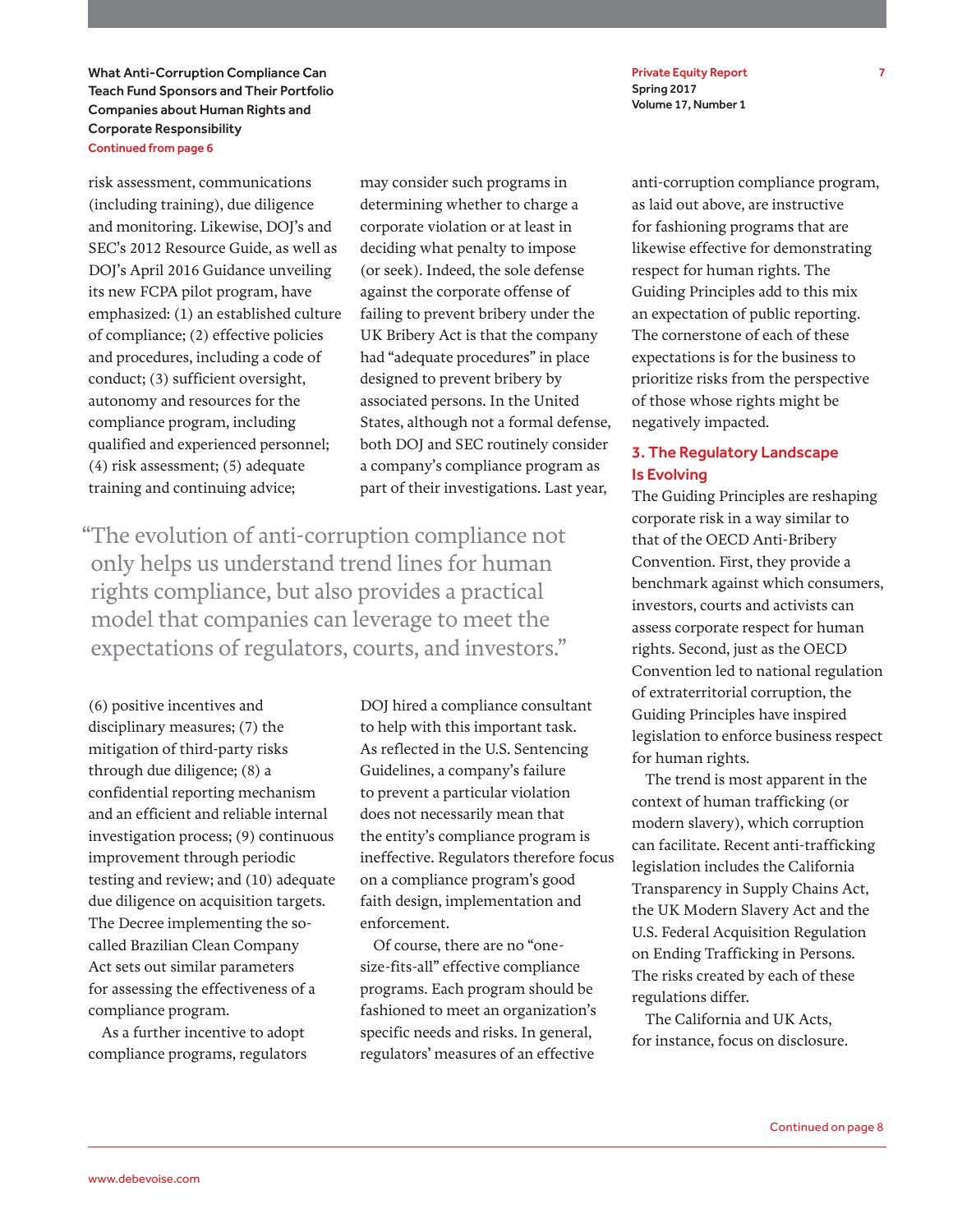risk assessment, communications (including training), due diligence and monitoring. Likewise, DOJ's and SEC's 2012 Resource Guide, as well as DOJ's April 2016 Guidance unveiling its new FCPA pilot program, have emphasized: (1) an established culture of compliance; (2) effective policies and procedures, including a code of conduct; (3) sufficient oversight, autonomy and resources for the compliance program, including qualified and experienced personnel; (4) risk assessment; (5) adequate training and continuing advice; (6) positive incentives and disciplinary measures; (7) the mitigation of third-party risks through due diligence; (8) a confidential reporting mechanism and an efficient and reliable internal investigation process; (9) continuous improvement through periodic testing and review; and (10) adequate due diligence on acquisition targets. The Decree implementing the so-called Brazilian Clean Company Act sets out similar parameters for assessing the effectiveness of a compliance program.

As a further incentive to adopt compliance programs, regulators may consider such programs in determining whether to charge a corporate violation or at least in deciding what penalty to impose (or seek). Indeed, the sole defense against the corporate offense of failing to prevent bribery under the UK Bribery Act is that the company had "adequate procedures" in place designed to prevent bribery by associated persons. In the United States, although not a formal defense, both DOJ and SEC routinely consider a company's compliance program as part of their investigations. Last year, DOJ hired a compliance consultant to help with this important task. As reflected in the U.S. Sentencing Guidelines, a company's failure to prevent a particular violation does not necessarily mean that the entity's compliance program is ineffective. Regulators therefore focus on a compliance program's good faith design, implementation and enforcement.

> "The evolution of anti-corruption compliance not only helps us understand trend lines for human rights compliance, but also provides a practical model that companies can leverage to meet the expectations of regulators, courts, and investors."

Of course, there are no "one-size-fits-all" effective compliance programs. Each program should be fashioned to meet an organization's specific needs and risks. In general, regulators' measures of an effective anti-corruption compliance program, as laid out above, are instructive for fashioning programs that are likewise effective for demonstrating respect for human rights. The Guiding Principles add to this mix an expectation of public reporting. The cornerstone of each of these expectations is for the business to prioritize risks from the perspective of those whose rights might be negatively impacted.

## 3. The Regulatory Landscape Is Evolving

The Guiding Principles are reshaping corporate risk in a way similar to that of the OECD Anti-Bribery Convention. First, they provide a benchmark against which consumers, investors, courts and activists can assess corporate respect for human rights. Second, just as the OECD Convention led to national regulation of extraterritorial corruption, the Guiding Principles have inspired legislation to enforce business respect for human rights.

The trend is most apparent in the context of human trafficking (or modern slavery), which corruption can facilitate. Recent anti-trafficking legislation includes the California Transparency in Supply Chains Act, the UK Modern Slavery Act and the U.S. Federal Acquisition Regulation on Ending Trafficking in Persons. The risks created by each of these regulations differ.

The California and UK Acts, for instance, focus on disclosure.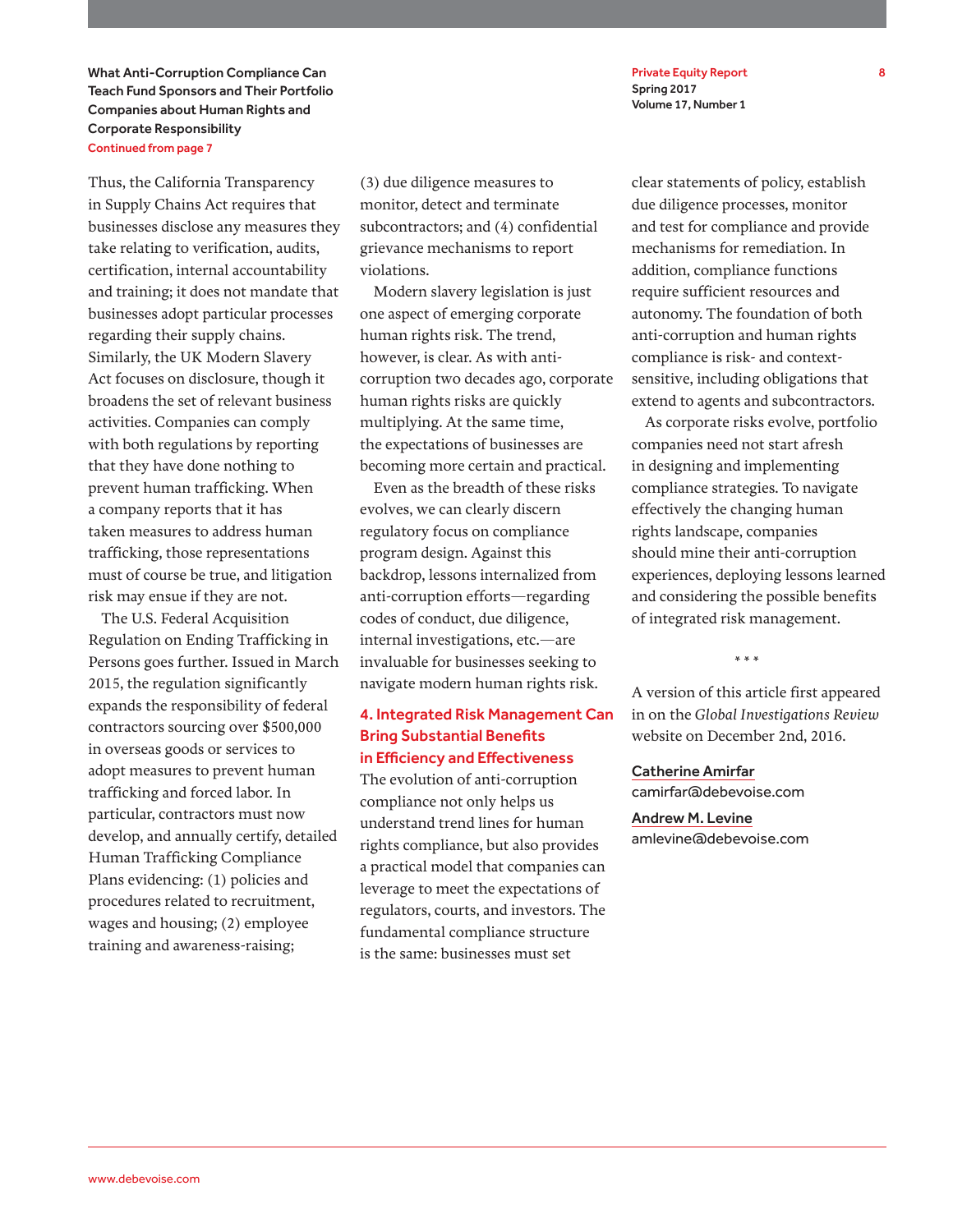Thus, the California Transparency in Supply Chains Act requires that businesses disclose any measures they take relating to verification, audits, certification, internal accountability and training; it does not mandate that businesses adopt particular processes regarding their supply chains. Similarly, the UK Modern Slavery Act focuses on disclosure, though it broadens the set of relevant business activities. Companies can comply with both regulations by reporting that they have done nothing to prevent human trafficking. When a company reports that it has taken measures to address human trafficking, those representations must of course be true, and litigation risk may ensue if they are not.

The U.S. Federal Acquisition Regulation on Ending Trafficking in Persons goes further. Issued in March 2015, the regulation significantly expands the responsibility of federal contractors sourcing over $500,000 in overseas goods or services to adopt measures to prevent human trafficking and forced labor. In particular, contractors must now develop, and annually certify, detailed Human Trafficking Compliance Plans evidencing: (1) policies and procedures related to recruitment, wages and housing; (2) employee training and awareness-raising; (3) due diligence measures to monitor, detect and terminate subcontractors; and (4) confidential grievance mechanisms to report violations.

Modern slavery legislation is just one aspect of emerging corporate human rights risk. The trend, however, is clear. As with anti-corruption two decades ago, corporate human rights risks are quickly multiplying. At the same time, the expectations of businesses are becoming more certain and practical.

Even as the breadth of these risks evolves, we can clearly discern regulatory focus on compliance program design. Against this backdrop, lessons internalized from anti-corruption efforts—regarding codes of conduct, due diligence, internal investigations, etc.—are invaluable for businesses seeking to navigate modern human rights risk.

## 4. Integrated Risk Management Can Bring Substantial Benefits in Efficiency and Effectiveness

The evolution of anti-corruption compliance not only helps us understand trend lines for human rights compliance, but also provides a practical model that companies can leverage to meet the expectations of regulators, courts, and investors. The fundamental compliance structure is the same: businesses must set clear statements of policy, establish due diligence processes, monitor and test for compliance and provide mechanisms for remediation. In addition, compliance functions require sufficient resources and autonomy. The foundation of both anti-corruption and human rights compliance is risk- and context-sensitive, including obligations that extend to agents and subcontractors.

As corporate risks evolve, portfolio companies need not start afresh in designing and implementing compliance strategies. To navigate effectively the changing human rights landscape, companies should mine their anti-corruption experiences, deploying lessons learned and considering the possible benefits of integrated risk management.

\* \* \*

A version of this article first appeared in on the *Global Investigations Review* website on December 2nd, 2016.

Catherine Amirfar
camirfar@debevoise.com

Andrew M. Levine
amlevine@debevoise.com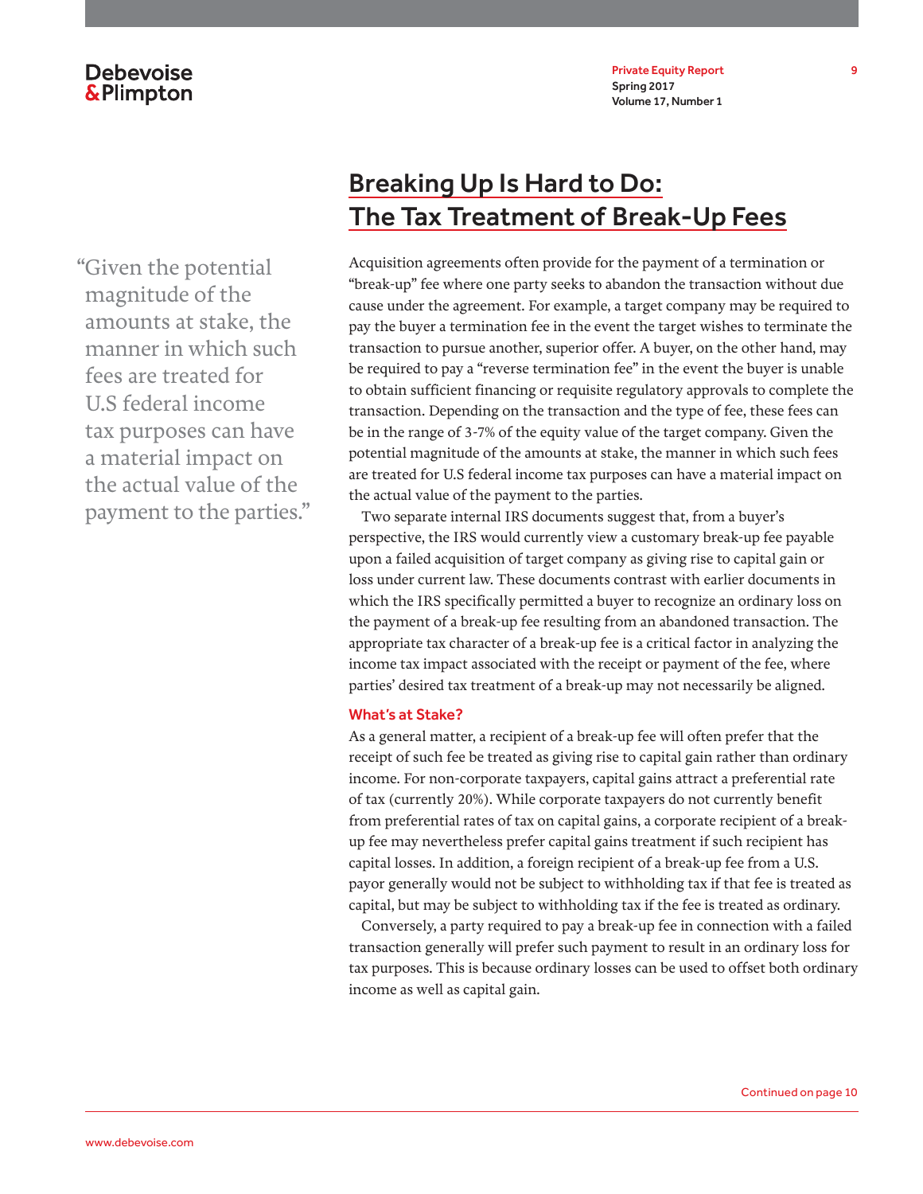# Breaking Up Is Hard to Do: The Tax Treatment of Break-Up Fees

"Given the potential magnitude of the amounts at stake, the manner in which such fees are treated for U.S federal income tax purposes can have a material impact on the actual value of the payment to the parties."

Acquisition agreements often provide for the payment of a termination or "break-up" fee where one party seeks to abandon the transaction without due cause under the agreement. For example, a target company may be required to pay the buyer a termination fee in the event the target wishes to terminate the transaction to pursue another, superior offer. A buyer, on the other hand, may be required to pay a "reverse termination fee" in the event the buyer is unable to obtain sufficient financing or requisite regulatory approvals to complete the transaction. Depending on the transaction and the type of fee, these fees can be in the range of 3-7% of the equity value of the target company. Given the potential magnitude of the amounts at stake, the manner in which such fees are treated for U.S federal income tax purposes can have a material impact on the actual value of the payment to the parties.

Two separate internal IRS documents suggest that, from a buyer's perspective, the IRS would currently view a customary break-up fee payable upon a failed acquisition of target company as giving rise to capital gain or loss under current law. These documents contrast with earlier documents in which the IRS specifically permitted a buyer to recognize an ordinary loss on the payment of a break-up fee resulting from an abandoned transaction. The appropriate tax character of a break-up fee is a critical factor in analyzing the income tax impact associated with the receipt or payment of the fee, where parties' desired tax treatment of a break-up may not necessarily be aligned.

## What's at Stake?

As a general matter, a recipient of a break-up fee will often prefer that the receipt of such fee be treated as giving rise to capital gain rather than ordinary income. For non-corporate taxpayers, capital gains attract a preferential rate of tax (currently 20%). While corporate taxpayers do not currently benefit from preferential rates of tax on capital gains, a corporate recipient of a break-up fee may nevertheless prefer capital gains treatment if such recipient has capital losses. In addition, a foreign recipient of a break-up fee from a U.S. payor generally would not be subject to withholding tax if that fee is treated as capital, but may be subject to withholding tax if the fee is treated as ordinary.

Conversely, a party required to pay a break-up fee in connection with a failed transaction generally will prefer such payment to result in an ordinary loss for tax purposes. This is because ordinary losses can be used to offset both ordinary income as well as capital gain.

Continued on page 10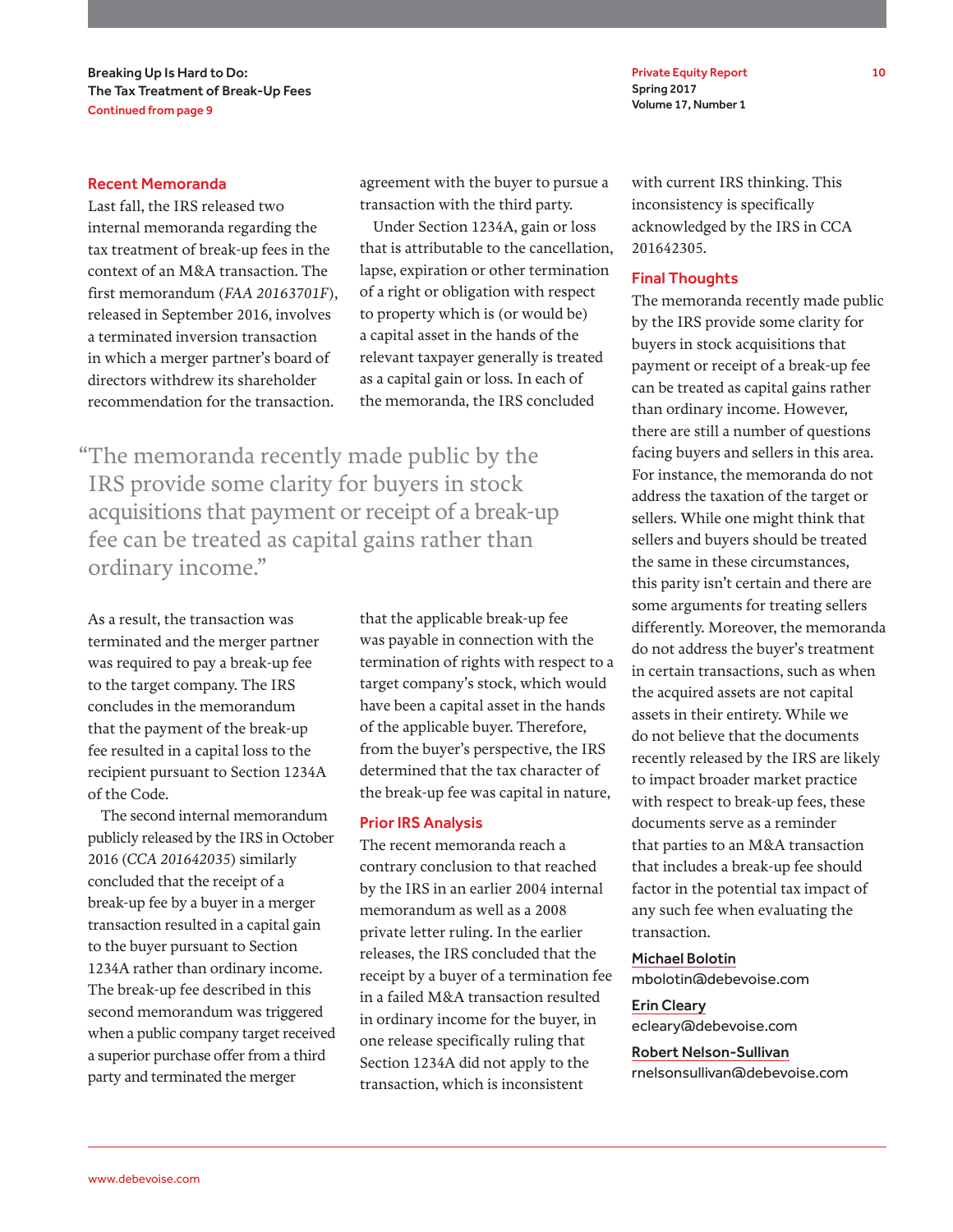## Breaking Up Is Hard to Do: The Tax Treatment of Break-Up Fees

Continued from page 9

### Recent Memoranda

Last fall, the IRS released two internal memoranda regarding the tax treatment of break-up fees in the context of an M&A transaction. The first memorandum (*FAA 20163701F*), released in September 2016, involves a terminated inversion transaction in which a merger partner's board of directors withdrew its shareholder recommendation for the transaction. As a result, the transaction was terminated and the merger partner was required to pay a break-up fee to the target company. The IRS concludes in the memorandum that the payment of the break-up fee resulted in a capital loss to the recipient pursuant to Section 1234A of the Code.

The second internal memorandum publicly released by the IRS in October 2016 (*CCA 201642035*) similarly concluded that the receipt of a break-up fee by a buyer in a merger transaction resulted in a capital gain to the buyer pursuant to Section 1234A rather than ordinary income. The break-up fee described in this second memorandum was triggered when a public company target received a superior purchase offer from a third party and terminated the merger agreement with the buyer to pursue a transaction with the third party.

Under Section 1234A, gain or loss that is attributable to the cancellation, lapse, expiration or other termination of a right or obligation with respect to property which is (or would be) a capital asset in the hands of the relevant taxpayer generally is treated as a capital gain or loss. In each of the memoranda, the IRS concluded that the applicable break-up fee was payable in connection with the termination of rights with respect to a target company's stock, which would have been a capital asset in the hands of the applicable buyer. Therefore, from the buyer's perspective, the IRS determined that the tax character of the break-up fee was capital in nature, with current IRS thinking. This inconsistency is specifically acknowledged by the IRS in CCA 201642305.

> "The memoranda recently made public by the IRS provide some clarity for buyers in stock acquisitions that payment or receipt of a break-up fee can be treated as capital gains rather than ordinary income."

### Prior IRS Analysis

The recent memoranda reach a contrary conclusion to that reached by the IRS in an earlier 2004 internal memorandum as well as a 2008 private letter ruling. In the earlier releases, the IRS concluded that the receipt by a buyer of a termination fee in a failed M&A transaction resulted in ordinary income for the buyer, in one release specifically ruling that Section 1234A did not apply to the transaction, which is inconsistent

### Final Thoughts

The memoranda recently made public by the IRS provide some clarity for buyers in stock acquisitions that payment or receipt of a break-up fee can be treated as capital gains rather than ordinary income. However, there are still a number of questions facing buyers and sellers in this area. For instance, the memoranda do not address the taxation of the target or sellers. While one might think that sellers and buyers should be treated the same in these circumstances, this parity isn't certain and there are some arguments for treating sellers differently. Moreover, the memoranda do not address the buyer's treatment in certain transactions, such as when the acquired assets are not capital assets in their entirety. While we do not believe that the documents recently released by the IRS are likely to impact broader market practice with respect to break-up fees, these documents serve as a reminder that parties to an M&A transaction that includes a break-up fee should factor in the potential tax impact of any such fee when evaluating the transaction.

**Michael Bolotin**
mbolotin@debevoise.com

**Erin Cleary**
ecleary@debevoise.com

**Robert Nelson-Sullivan**
rnelsonsullivan@debevoise.com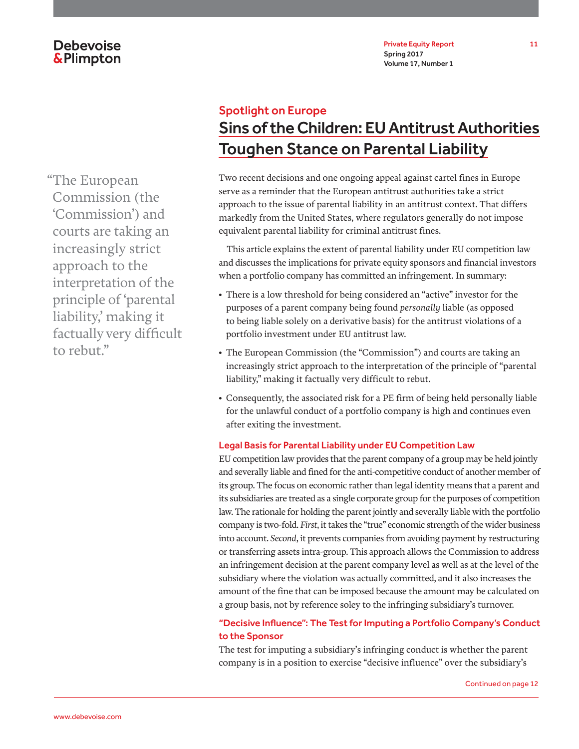## Spotlight on Europe

# Sins of the Children: EU Antitrust Authorities Toughen Stance on Parental Liability

> "The European Commission (the 'Commission') and courts are taking an increasingly strict approach to the interpretation of the principle of 'parental liability,' making it factually very difficult to rebut."

Two recent decisions and one ongoing appeal against cartel fines in Europe serve as a reminder that the European antitrust authorities take a strict approach to the issue of parental liability in an antitrust context. That differs markedly from the United States, where regulators generally do not impose equivalent parental liability for criminal antitrust fines.

This article explains the extent of parental liability under EU competition law and discusses the implications for private equity sponsors and financial investors when a portfolio company has committed an infringement. In summary:

- There is a low threshold for being considered an "active" investor for the purposes of a parent company being found *personally* liable (as opposed to being liable solely on a derivative basis) for the antitrust violations of a portfolio investment under EU antitrust law.
- The European Commission (the "Commission") and courts are taking an increasingly strict approach to the interpretation of the principle of "parental liability," making it factually very difficult to rebut.
- Consequently, the associated risk for a PE firm of being held personally liable for the unlawful conduct of a portfolio company is high and continues even after exiting the investment.

### Legal Basis for Parental Liability under EU Competition Law

EU competition law provides that the parent company of a group may be held jointly and severally liable and fined for the anti-competitive conduct of another member of its group. The focus on economic rather than legal identity means that a parent and its subsidiaries are treated as a single corporate group for the purposes of competition law. The rationale for holding the parent jointly and severally liable with the portfolio company is two-fold. *First*, it takes the "true" economic strength of the wider business into account. *Second*, it prevents companies from avoiding payment by restructuring or transferring assets intra-group. This approach allows the Commission to address an infringement decision at the parent company level as well as at the level of the subsidiary where the violation was actually committed, and it also increases the amount of the fine that can be imposed because the amount may be calculated on a group basis, not by reference soley to the infringing subsidiary's turnover.

### "Decisive Influence": The Test for Imputing a Portfolio Company's Conduct to the Sponsor

The test for imputing a subsidiary's infringing conduct is whether the parent company is in a position to exercise "decisive influence" over the subsidiary's

Continued on page 12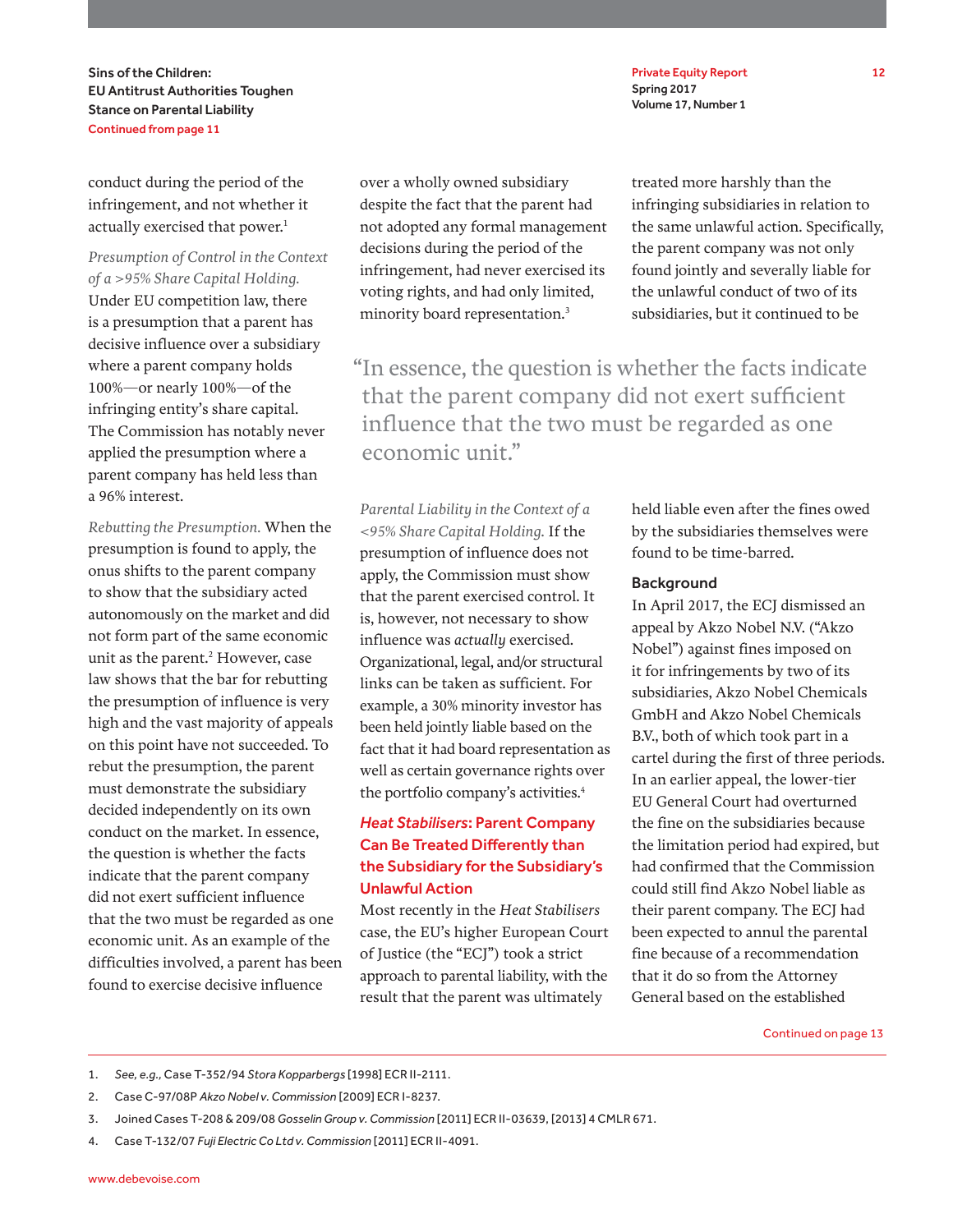conduct during the period of the infringement, and not whether it actually exercised that power.[1]

*Presumption of Control in the Context of a >95% Share Capital Holding.* Under EU competition law, there is a presumption that a parent has decisive influence over a subsidiary where a parent company holds 100%—or nearly 100%—of the infringing entity's share capital. The Commission has notably never applied the presumption where a parent company has held less than a 96% interest.

*Rebutting the Presumption.* When the presumption is found to apply, the onus shifts to the parent company to show that the subsidiary acted autonomously on the market and did not form part of the same economic unit as the parent.[2] However, case law shows that the bar for rebutting the presumption of influence is very high and the vast majority of appeals on this point have not succeeded. To rebut the presumption, the parent must demonstrate the subsidiary decided independently on its own conduct on the market. In essence, the question is whether the facts indicate that the parent company did not exert sufficient influence that the two must be regarded as one economic unit. As an example of the difficulties involved, a parent has been found to exercise decisive influence over a wholly owned subsidiary despite the fact that the parent had not adopted any formal management decisions during the period of the infringement, had never exercised its voting rights, and had only limited, minority board representation.[3]

> "In essence, the question is whether the facts indicate that the parent company did not exert sufficient influence that the two must be regarded as one economic unit."

*Parental Liability in the Context of a <95% Share Capital Holding.* If the presumption of influence does not apply, the Commission must show that the parent exercised control. It is, however, not necessary to show influence was *actually* exercised. Organizational, legal, and/or structural links can be taken as sufficient. For example, a 30% minority investor has been held jointly liable based on the fact that it had board representation as well as certain governance rights over the portfolio company's activities.[4]

### *Heat Stabilisers*: Parent Company Can Be Treated Differently than the Subsidiary for the Subsidiary's Unlawful Action

Most recently in the *Heat Stabilisers* case, the EU's higher European Court of Justice (the "ECJ") took a strict approach to parental liability, with the result that the parent was ultimately treated more harshly than the infringing subsidiaries in relation to the same unlawful action. Specifically, the parent company was not only found jointly and severally liable for the unlawful conduct of two of its subsidiaries, but it continued to be held liable even after the fines owed by the subsidiaries themselves were found to be time-barred.

### Background

In April 2017, the ECJ dismissed an appeal by Akzo Nobel N.V. ("Akzo Nobel") against fines imposed on it for infringements by two of its subsidiaries, Akzo Nobel Chemicals GmbH and Akzo Nobel Chemicals B.V., both of which took part in a cartel during the first of three periods. In an earlier appeal, the lower-tier EU General Court had overturned the fine on the subsidiaries because the limitation period had expired, but had confirmed that the Commission could still find Akzo Nobel liable as their parent company. The ECJ had been expected to annul the parental fine because of a recommendation that it do so from the Attorney General based on the established

Continued on page 13

1. *See, e.g.,* Case T-352/94 *Stora Kopparbergs* [1998] ECR II-2111.
2. Case C-97/08P *Akzo Nobel v. Commission* [2009] ECR I-8237.
3. Joined Cases T-208 & 209/08 *Gosselin Group v. Commission* [2011] ECR II-03639, [2013] 4 CMLR 671.
4. Case T-132/07 *Fuji Electric Co Ltd v. Commission* [2011] ECR II-4091.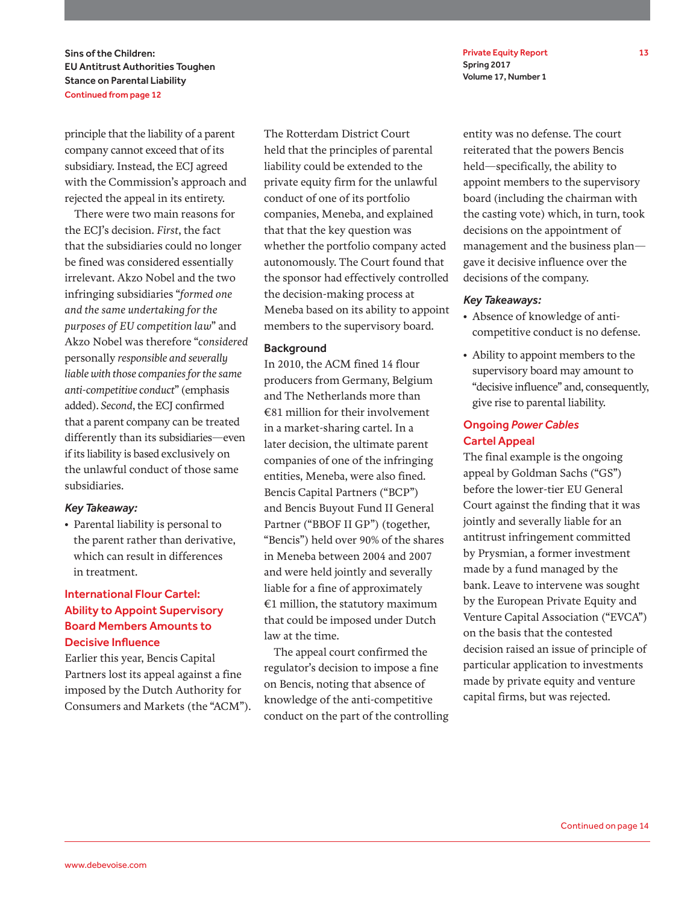principle that the liability of a parent company cannot exceed that of its subsidiary. Instead, the ECJ agreed with the Commission's approach and rejected the appeal in its entirety.

There were two main reasons for the ECJ's decision. *First*, the fact that the subsidiaries could no longer be fined was considered essentially irrelevant. Akzo Nobel and the two infringing subsidiaries "*formed one and the same undertaking for the purposes of EU competition law*" and Akzo Nobel was therefore "*considered* personally *responsible and severally liable with those companies for the same anti-competitive conduct*" (emphasis added). *Second*, the ECJ confirmed that a parent company can be treated differently than its subsidiaries—even if its liability is based exclusively on the unlawful conduct of those same subsidiaries.

***Key Takeaway:***

- Parental liability is personal to the parent rather than derivative, which can result in differences in treatment.

## International Flour Cartel: Ability to Appoint Supervisory Board Members Amounts to Decisive Influence

Earlier this year, Bencis Capital Partners lost its appeal against a fine imposed by the Dutch Authority for Consumers and Markets (the "ACM"). The Rotterdam District Court held that the principles of parental liability could be extended to the private equity firm for the unlawful conduct of one of its portfolio companies, Meneba, and explained that that the key question was whether the portfolio company acted autonomously. The Court found that the sponsor had effectively controlled the decision-making process at Meneba based on its ability to appoint members to the supervisory board.

**Background**

In 2010, the ACM fined 14 flour producers from Germany, Belgium and The Netherlands more than €81 million for their involvement in a market-sharing cartel. In a later decision, the ultimate parent companies of one of the infringing entities, Meneba, were also fined. Bencis Capital Partners ("BCP") and Bencis Buyout Fund II General Partner ("BBOF II GP") (together, "Bencis") held over 90% of the shares in Meneba between 2004 and 2007 and were held jointly and severally liable for a fine of approximately €1 million, the statutory maximum that could be imposed under Dutch law at the time.

The appeal court confirmed the regulator's decision to impose a fine on Bencis, noting that absence of knowledge of the anti-competitive conduct on the part of the controlling entity was no defense. The court reiterated that the powers Bencis held—specifically, the ability to appoint members to the supervisory board (including the chairman with the casting vote) which, in turn, took decisions on the appointment of management and the business plan—gave it decisive influence over the decisions of the company.

***Key Takeaways:***

- Absence of knowledge of anti-competitive conduct is no defense.
- Ability to appoint members to the supervisory board may amount to "decisive influence" and, consequently, give rise to parental liability.

## Ongoing *Power Cables* Cartel Appeal

The final example is the ongoing appeal by Goldman Sachs ("GS") before the lower-tier EU General Court against the finding that it was jointly and severally liable for an antitrust infringement committed by Prysmian, a former investment made by a fund managed by the bank. Leave to intervene was sought by the European Private Equity and Venture Capital Association ("EVCA") on the basis that the contested decision raised an issue of principle of particular application to investments made by private equity and venture capital firms, but was rejected.

Continued on page 14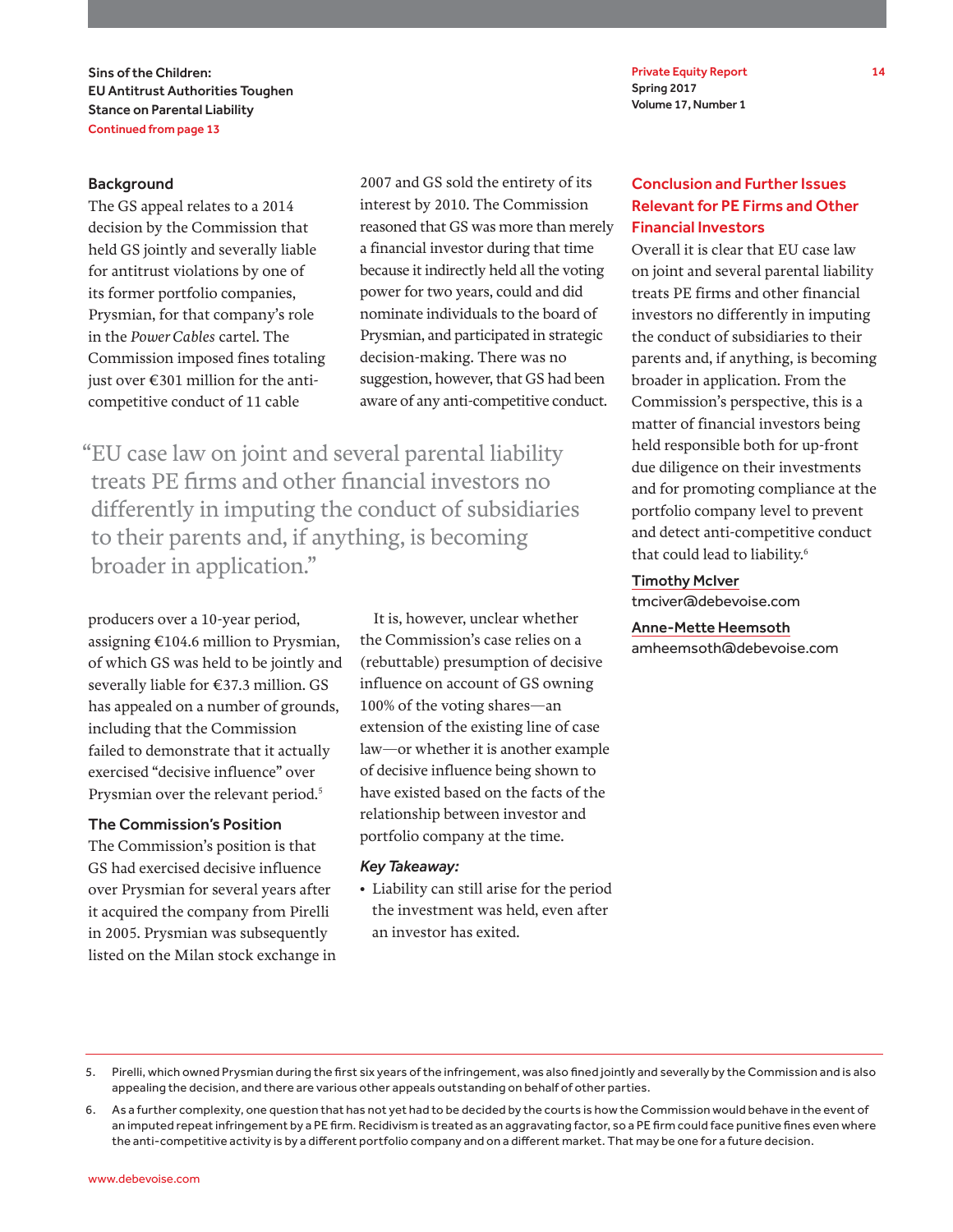### Background

The GS appeal relates to a 2014 decision by the Commission that held GS jointly and severally liable for antitrust violations by one of its former portfolio companies, Prysmian, for that company's role in the *Power Cables* cartel. The Commission imposed fines totaling just over €301 million for the anti-competitive conduct of 11 cable producers over a 10-year period, assigning €104.6 million to Prysmian, of which GS was held to be jointly and severally liable for €37.3 million. GS has appealed on a number of grounds, including that the Commission failed to demonstrate that it actually exercised "decisive influence" over Prysmian over the relevant period.[5]

> "EU case law on joint and several parental liability treats PE firms and other financial investors no differently in imputing the conduct of subsidiaries to their parents and, if anything, is becoming broader in application."

### The Commission's Position

The Commission's position is that GS had exercised decisive influence over Prysmian for several years after it acquired the company from Pirelli in 2005. Prysmian was subsequently listed on the Milan stock exchange in 2007 and GS sold the entirety of its interest by 2010. The Commission reasoned that GS was more than merely a financial investor during that time because it indirectly held all the voting power for two years, could and did nominate individuals to the board of Prysmian, and participated in strategic decision-making. There was no suggestion, however, that GS had been aware of any anti-competitive conduct.

It is, however, unclear whether the Commission's case relies on a (rebuttable) presumption of decisive influence on account of GS owning 100% of the voting shares—an extension of the existing line of case law—or whether it is another example of decisive influence being shown to have existed based on the facts of the relationship between investor and portfolio company at the time.

***Key Takeaway:***

- Liability can still arise for the period the investment was held, even after an investor has exited.

## Conclusion and Further Issues Relevant for PE Firms and Other Financial Investors

Overall it is clear that EU case law on joint and several parental liability treats PE firms and other financial investors no differently in imputing the conduct of subsidiaries to their parents and, if anything, is becoming broader in application. From the Commission's perspective, this is a matter of financial investors being held responsible both for up-front due diligence on their investments and for promoting compliance at the portfolio company level to prevent and detect anti-competitive conduct that could lead to liability.[6]

**Timothy McIver**
tmciver@debevoise.com

**Anne-Mette Heemsoth**
amheemsoth@debevoise.com

---

5. Pirelli, which owned Prysmian during the first six years of the infringement, was also fined jointly and severally by the Commission and is also appealing the decision, and there are various other appeals outstanding on behalf of other parties.

6. As a further complexity, one question that has not yet had to be decided by the courts is how the Commission would behave in the event of an imputed repeat infringement by a PE firm. Recidivism is treated as an aggravating factor, so a PE firm could face punitive fines even where the anti-competitive activity is by a different portfolio company and on a different market. That may be one for a future decision.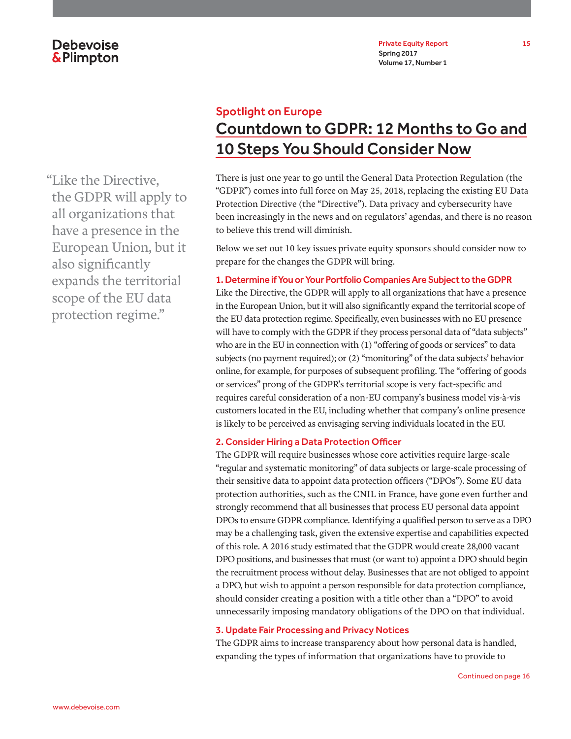## Spotlight on Europe

# Countdown to GDPR: 12 Months to Go and 10 Steps You Should Consider Now

> "Like the Directive, the GDPR will apply to all organizations that have a presence in the European Union, but it also significantly expands the territorial scope of the EU data protection regime."

There is just one year to go until the General Data Protection Regulation (the "GDPR") comes into full force on May 25, 2018, replacing the existing EU Data Protection Directive (the "Directive"). Data privacy and cybersecurity have been increasingly in the news and on regulators' agendas, and there is no reason to believe this trend will diminish.

Below we set out 10 key issues private equity sponsors should consider now to prepare for the changes the GDPR will bring.

### 1. Determine if You or Your Portfolio Companies Are Subject to the GDPR

Like the Directive, the GDPR will apply to all organizations that have a presence in the European Union, but it will also significantly expand the territorial scope of the EU data protection regime. Specifically, even businesses with no EU presence will have to comply with the GDPR if they process personal data of "data subjects" who are in the EU in connection with (1) "offering of goods or services" to data subjects (no payment required); or (2) "monitoring" of the data subjects' behavior online, for example, for purposes of subsequent profiling. The "offering of goods or services" prong of the GDPR's territorial scope is very fact-specific and requires careful consideration of a non-EU company's business model vis-à-vis customers located in the EU, including whether that company's online presence is likely to be perceived as envisaging serving individuals located in the EU.

### 2. Consider Hiring a Data Protection Officer

The GDPR will require businesses whose core activities require large-scale "regular and systematic monitoring" of data subjects or large-scale processing of their sensitive data to appoint data protection officers ("DPOs"). Some EU data protection authorities, such as the CNIL in France, have gone even further and strongly recommend that all businesses that process EU personal data appoint DPOs to ensure GDPR compliance. Identifying a qualified person to serve as a DPO may be a challenging task, given the extensive expertise and capabilities expected of this role. A 2016 study estimated that the GDPR would create 28,000 vacant DPO positions, and businesses that must (or want to) appoint a DPO should begin the recruitment process without delay. Businesses that are not obliged to appoint a DPO, but wish to appoint a person responsible for data protection compliance, should consider creating a position with a title other than a "DPO" to avoid unnecessarily imposing mandatory obligations of the DPO on that individual.

### 3. Update Fair Processing and Privacy Notices

The GDPR aims to increase transparency about how personal data is handled, expanding the types of information that organizations have to provide to

Continued on page 16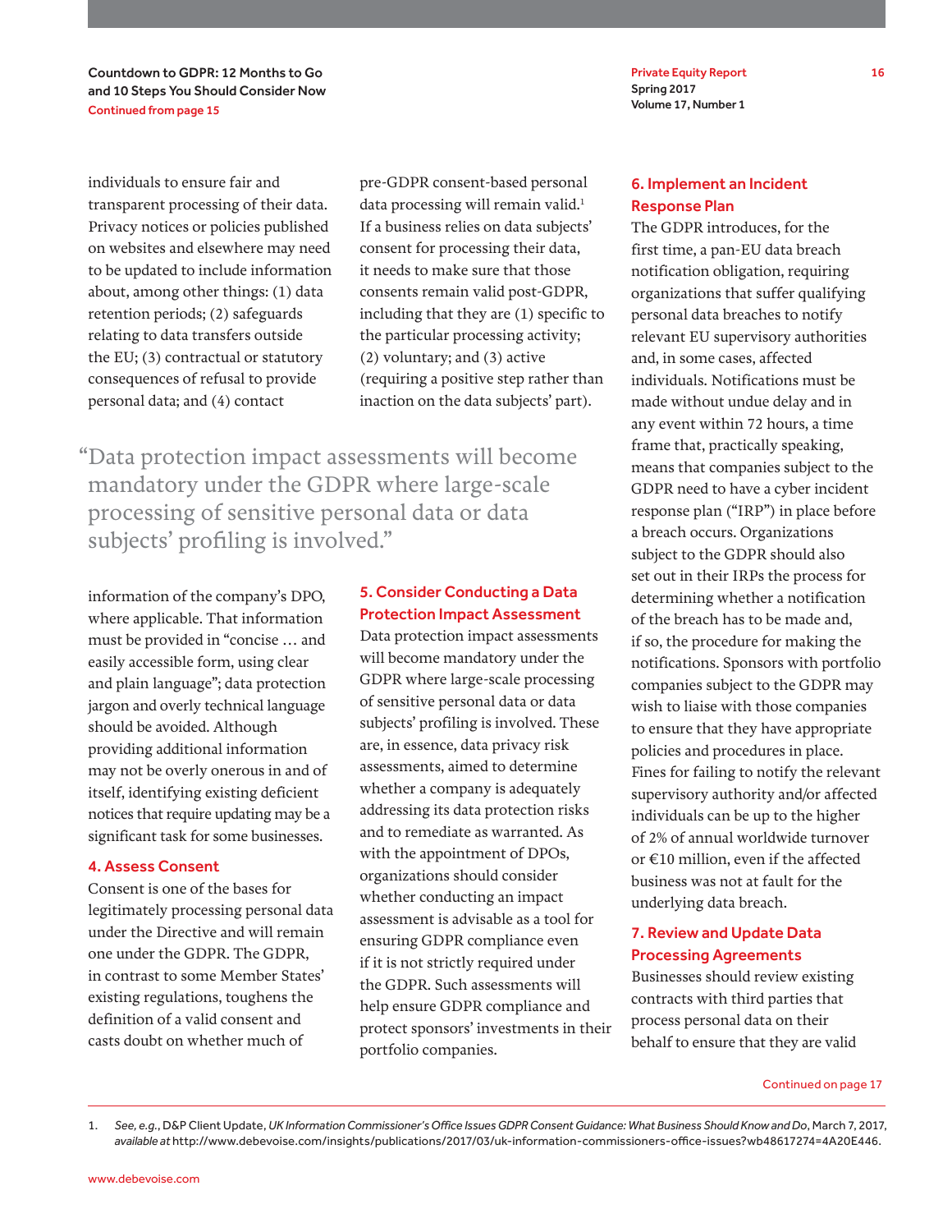individuals to ensure fair and transparent processing of their data. Privacy notices or policies published on websites and elsewhere may need to be updated to include information about, among other things: (1) data retention periods; (2) safeguards relating to data transfers outside the EU; (3) contractual or statutory consequences of refusal to provide personal data; and (4) contact information of the company's DPO, where applicable. That information must be provided in "concise … and easily accessible form, using clear and plain language"; data protection jargon and overly technical language should be avoided. Although providing additional information may not be overly onerous in and of itself, identifying existing deficient notices that require updating may be a significant task for some businesses.

### 4. Assess Consent

Consent is one of the bases for legitimately processing personal data under the Directive and will remain one under the GDPR. The GDPR, in contrast to some Member States' existing regulations, toughens the definition of a valid consent and casts doubt on whether much of pre-GDPR consent-based personal data processing will remain valid.[1] If a business relies on data subjects' consent for processing their data, it needs to make sure that those consents remain valid post-GDPR, including that they are (1) specific to the particular processing activity; (2) voluntary; and (3) active (requiring a positive step rather than inaction on the data subjects' part).

> "Data protection impact assessments will become mandatory under the GDPR where large-scale processing of sensitive personal data or data subjects' profiling is involved."

### 5. Consider Conducting a Data Protection Impact Assessment

Data protection impact assessments will become mandatory under the GDPR where large-scale processing of sensitive personal data or data subjects' profiling is involved. These are, in essence, data privacy risk assessments, aimed to determine whether a company is adequately addressing its data protection risks and to remediate as warranted. As with the appointment of DPOs, organizations should consider whether conducting an impact assessment is advisable as a tool for ensuring GDPR compliance even if it is not strictly required under the GDPR. Such assessments will help ensure GDPR compliance and protect sponsors' investments in their portfolio companies.

### 6. Implement an Incident Response Plan

The GDPR introduces, for the first time, a pan-EU data breach notification obligation, requiring organizations that suffer qualifying personal data breaches to notify relevant EU supervisory authorities and, in some cases, affected individuals. Notifications must be made without undue delay and in any event within 72 hours, a time frame that, practically speaking, means that companies subject to the GDPR need to have a cyber incident response plan ("IRP") in place before a breach occurs. Organizations subject to the GDPR should also set out in their IRPs the process for determining whether a notification of the breach has to be made and, if so, the procedure for making the notifications. Sponsors with portfolio companies subject to the GDPR may wish to liaise with those companies to ensure that they have appropriate policies and procedures in place. Fines for failing to notify the relevant supervisory authority and/or affected individuals can be up to the higher of 2% of annual worldwide turnover or €10 million, even if the affected business was not at fault for the underlying data breach.

### 7. Review and Update Data Processing Agreements

Businesses should review existing contracts with third parties that process personal data on their behalf to ensure that they are valid

Continued on page 17

1. *See, e.g.*, D&P Client Update, *UK Information Commissioner's Office Issues GDPR Consent Guidance: What Business Should Know and Do*, March 7, 2017, *available at* http://www.debevoise.com/insights/publications/2017/03/uk-information-commissioners-office-issues?wb48617274=4A20E446.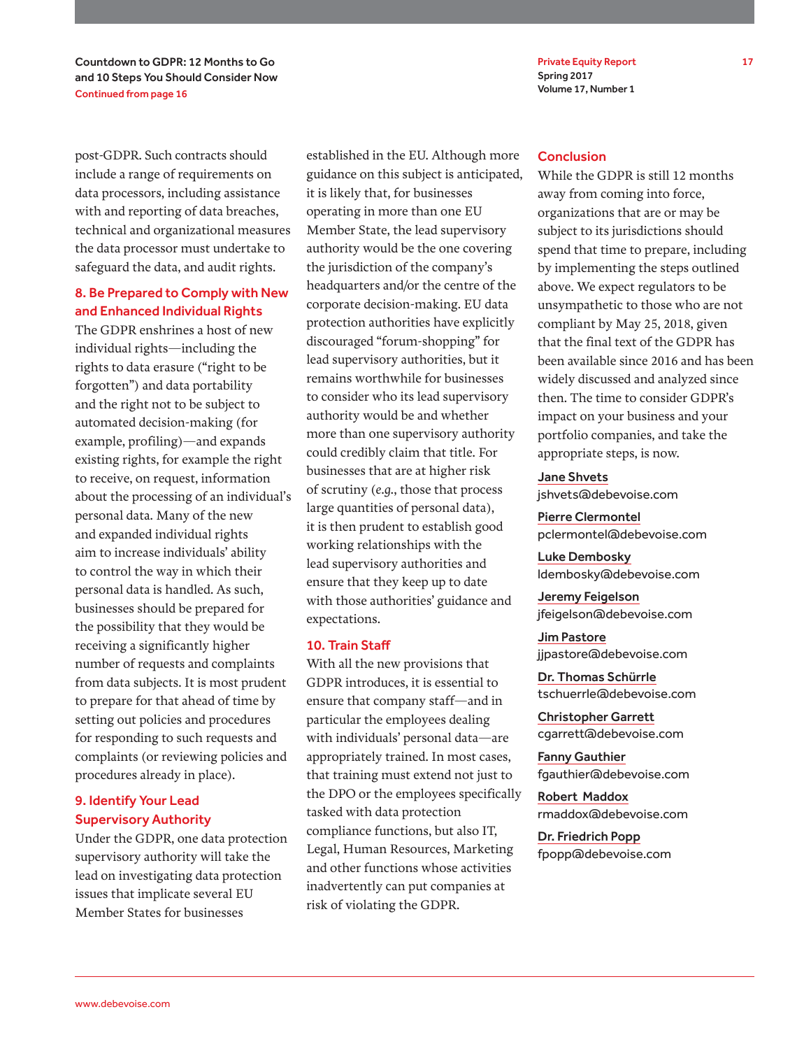post-GDPR. Such contracts should include a range of requirements on data processors, including assistance with and reporting of data breaches, technical and organizational measures the data processor must undertake to safeguard the data, and audit rights.

### 8. Be Prepared to Comply with New and Enhanced Individual Rights

The GDPR enshrines a host of new individual rights—including the rights to data erasure ("right to be forgotten") and data portability and the right not to be subject to automated decision-making (for example, profiling)—and expands existing rights, for example the right to receive, on request, information about the processing of an individual's personal data. Many of the new and expanded individual rights aim to increase individuals' ability to control the way in which their personal data is handled. As such, businesses should be prepared for the possibility that they would be receiving a significantly higher number of requests and complaints from data subjects. It is most prudent to prepare for that ahead of time by setting out policies and procedures for responding to such requests and complaints (or reviewing policies and procedures already in place).

### 9. Identify Your Lead Supervisory Authority

Under the GDPR, one data protection supervisory authority will take the lead on investigating data protection issues that implicate several EU Member States for businesses established in the EU. Although more guidance on this subject is anticipated, it is likely that, for businesses operating in more than one EU Member State, the lead supervisory authority would be the one covering the jurisdiction of the company's headquarters and/or the centre of the corporate decision-making. EU data protection authorities have explicitly discouraged "forum-shopping" for lead supervisory authorities, but it remains worthwhile for businesses to consider who its lead supervisory authority would be and whether more than one supervisory authority could credibly claim that title. For businesses that are at higher risk of scrutiny (*e.g.*, those that process large quantities of personal data), it is then prudent to establish good working relationships with the lead supervisory authorities and ensure that they keep up to date with those authorities' guidance and expectations.

### 10. Train Staff

With all the new provisions that GDPR introduces, it is essential to ensure that company staff—and in particular the employees dealing with individuals' personal data—are appropriately trained. In most cases, that training must extend not just to the DPO or the employees specifically tasked with data protection compliance functions, but also IT, Legal, Human Resources, Marketing and other functions whose activities inadvertently can put companies at risk of violating the GDPR.

### Conclusion

While the GDPR is still 12 months away from coming into force, organizations that are or may be subject to its jurisdictions should spend that time to prepare, including by implementing the steps outlined above. We expect regulators to be unsympathetic to those who are not compliant by May 25, 2018, given that the final text of the GDPR has been available since 2016 and has been widely discussed and analyzed since then. The time to consider GDPR's impact on your business and your portfolio companies, and take the appropriate steps, is now.

**Jane Shvets**
jshvets@debevoise.com

**Pierre Clermontel**
pclermontel@debevoise.com

**Luke Dembosky**
ldembosky@debevoise.com

**Jeremy Feigelson**
jfeigelson@debevoise.com

**Jim Pastore**
jjpastore@debevoise.com

**Dr. Thomas Schürrle**
tschuerrle@debevoise.com

**Christopher Garrett**
cgarrett@debevoise.com

**Fanny Gauthier**
fgauthier@debevoise.com

**Robert Maddox**
rmaddox@debevoise.com

**Dr. Friedrich Popp**
fpopp@debevoise.com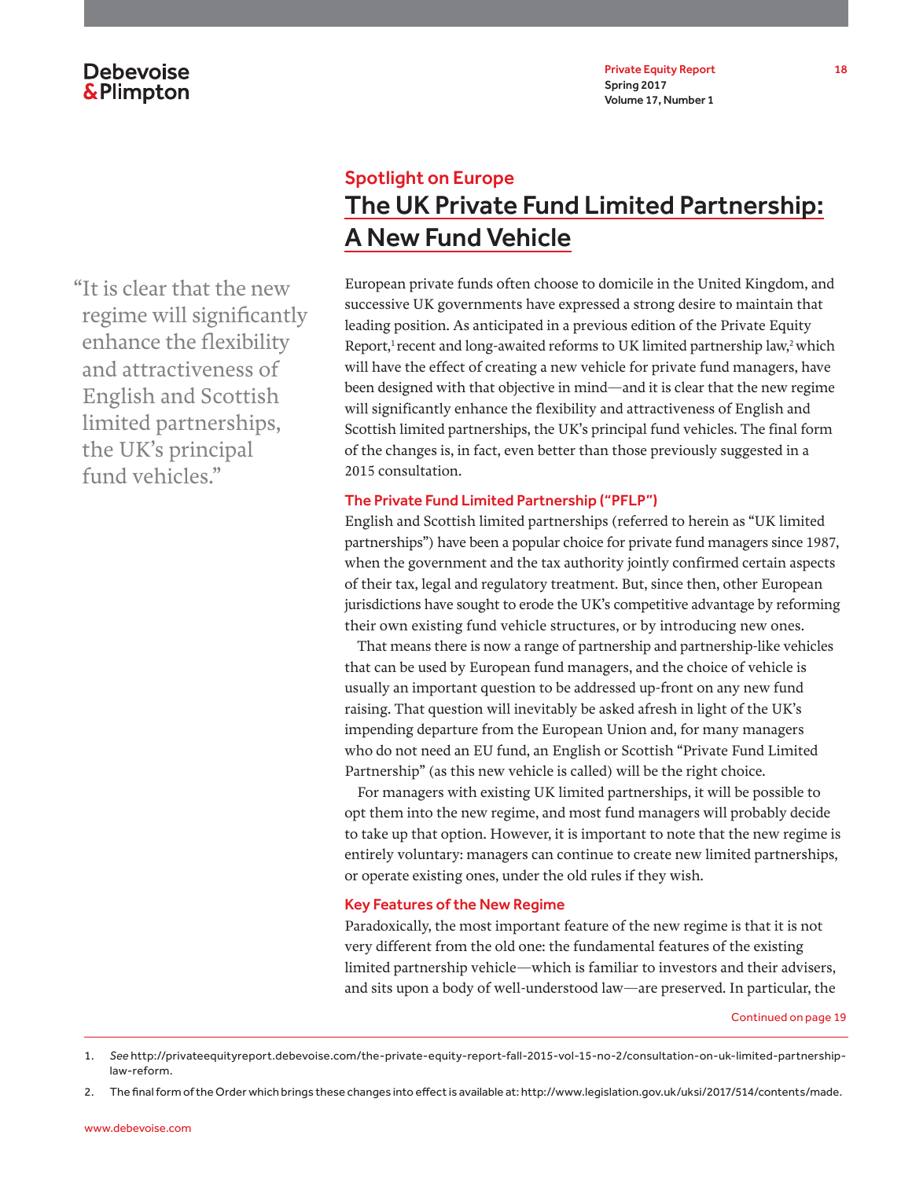## Spotlight on Europe

# The UK Private Fund Limited Partnership: A New Fund Vehicle

> "It is clear that the new regime will significantly enhance the flexibility and attractiveness of English and Scottish limited partnerships, the UK's principal fund vehicles."

European private funds often choose to domicile in the United Kingdom, and successive UK governments have expressed a strong desire to maintain that leading position. As anticipated in a previous edition of the Private Equity Report,[1] recent and long-awaited reforms to UK limited partnership law,[2] which will have the effect of creating a new vehicle for private fund managers, have been designed with that objective in mind—and it is clear that the new regime will significantly enhance the flexibility and attractiveness of English and Scottish limited partnerships, the UK's principal fund vehicles. The final form of the changes is, in fact, even better than those previously suggested in a 2015 consultation.

### The Private Fund Limited Partnership ("PFLP")

English and Scottish limited partnerships (referred to herein as "UK limited partnerships") have been a popular choice for private fund managers since 1987, when the government and the tax authority jointly confirmed certain aspects of their tax, legal and regulatory treatment. But, since then, other European jurisdictions have sought to erode the UK's competitive advantage by reforming their own existing fund vehicle structures, or by introducing new ones.

That means there is now a range of partnership and partnership-like vehicles that can be used by European fund managers, and the choice of vehicle is usually an important question to be addressed up-front on any new fund raising. That question will inevitably be asked afresh in light of the UK's impending departure from the European Union and, for many managers who do not need an EU fund, an English or Scottish "Private Fund Limited Partnership" (as this new vehicle is called) will be the right choice.

For managers with existing UK limited partnerships, it will be possible to opt them into the new regime, and most fund managers will probably decide to take up that option. However, it is important to note that the new regime is entirely voluntary: managers can continue to create new limited partnerships, or operate existing ones, under the old rules if they wish.

### Key Features of the New Regime

Paradoxically, the most important feature of the new regime is that it is not very different from the old one: the fundamental features of the existing limited partnership vehicle—which is familiar to investors and their advisers, and sits upon a body of well-understood law—are preserved. In particular, the

Continued on page 19

---

1. *See* http://privateequityreport.debevoise.com/the-private-equity-report-fall-2015-vol-15-no-2/consultation-on-uk-limited-partnership-law-reform.
2. The final form of the Order which brings these changes into effect is available at: http://www.legislation.gov.uk/uksi/2017/514/contents/made.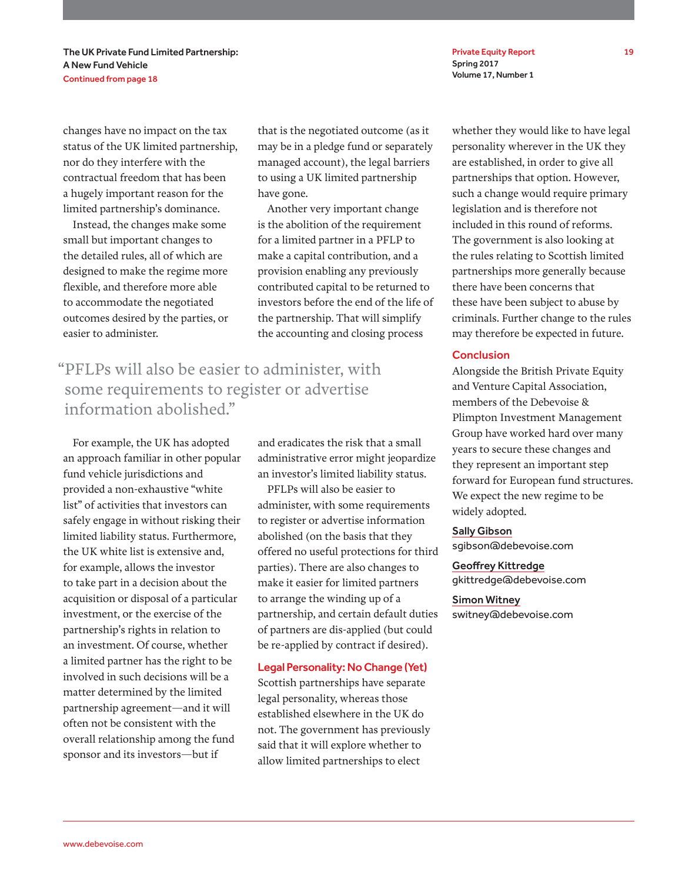changes have no impact on the tax status of the UK limited partnership, nor do they interfere with the contractual freedom that has been a hugely important reason for the limited partnership's dominance.

Instead, the changes make some small but important changes to the detailed rules, all of which are designed to make the regime more flexible, and therefore more able to accommodate the negotiated outcomes desired by the parties, or easier to administer.

> "PFLPs will also be easier to administer, with some requirements to register or advertise information abolished."

For example, the UK has adopted an approach familiar in other popular fund vehicle jurisdictions and provided a non-exhaustive "white list" of activities that investors can safely engage in without risking their limited liability status. Furthermore, the UK white list is extensive and, for example, allows the investor to take part in a decision about the acquisition or disposal of a particular investment, or the exercise of the partnership's rights in relation to an investment. Of course, whether a limited partner has the right to be involved in such decisions will be a matter determined by the limited partnership agreement—and it will often not be consistent with the overall relationship among the fund sponsor and its investors—but if that is the negotiated outcome (as it may be in a pledge fund or separately managed account), the legal barriers to using a UK limited partnership have gone.

Another very important change is the abolition of the requirement for a limited partner in a PFLP to make a capital contribution, and a provision enabling any previously contributed capital to be returned to investors before the end of the life of the partnership. That will simplify the accounting and closing process and eradicates the risk that a small administrative error might jeopardize an investor's limited liability status.

PFLPs will also be easier to administer, with some requirements to register or advertise information abolished (on the basis that they offered no useful protections for third parties). There are also changes to make it easier for limited partners to arrange the winding up of a partnership, and certain default duties of partners are dis-applied (but could be re-applied by contract if desired).

## Legal Personality: No Change (Yet)

Scottish partnerships have separate legal personality, whereas those established elsewhere in the UK do not. The government has previously said that it will explore whether to allow limited partnerships to elect whether they would like to have legal personality wherever in the UK they are established, in order to give all partnerships that option. However, such a change would require primary legislation and is therefore not included in this round of reforms. The government is also looking at the rules relating to Scottish limited partnerships more generally because there have been concerns that these have been subject to abuse by criminals. Further change to the rules may therefore be expected in future.

## Conclusion

Alongside the British Private Equity and Venture Capital Association, members of the Debevoise & Plimpton Investment Management Group have worked hard over many years to secure these changes and they represent an important step forward for European fund structures. We expect the new regime to be widely adopted.

**Sally Gibson**
sgibson@debevoise.com

**Geoffrey Kittredge**
gkittredge@debevoise.com

**Simon Witney**
switney@debevoise.com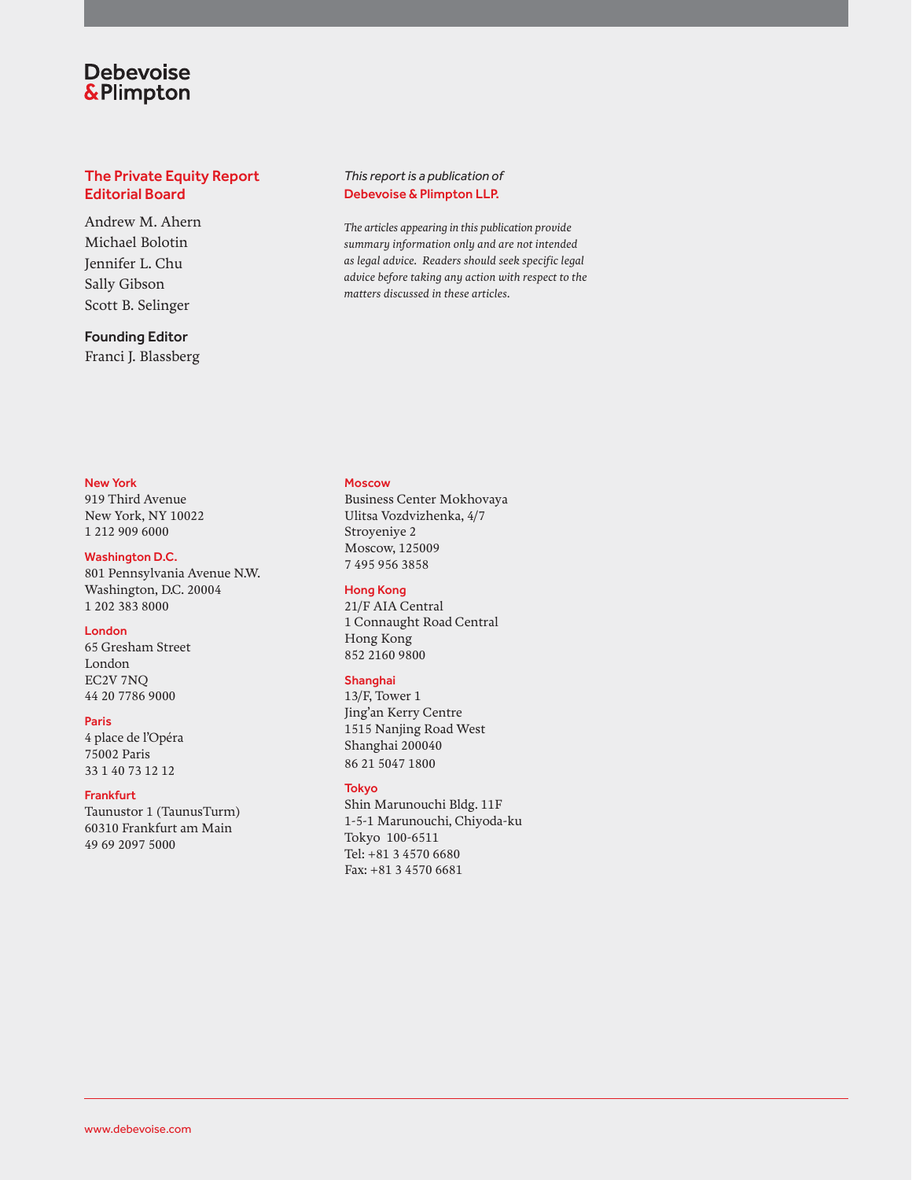Debevoise & Plimpton

## The Private Equity Report Editorial Board

Andrew M. Ahern
Michael Bolotin
Jennifer L. Chu
Sally Gibson
Scott B. Selinger

**Founding Editor**
Franci J. Blassberg

*This report is a publication of*
**Debevoise & Plimpton LLP.**

*The articles appearing in this publication provide summary information only and are not intended as legal advice. Readers should seek specific legal advice before taking any action with respect to the matters discussed in these articles.*

**New York**
919 Third Avenue
New York, NY 10022
1 212 909 6000

**Washington D.C.**
801 Pennsylvania Avenue N.W.
Washington, D.C. 20004
1 202 383 8000

**London**
65 Gresham Street
London
EC2V 7NQ
44 20 7786 9000

**Paris**
4 place de l'Opéra
75002 Paris
33 1 40 73 12 12

**Frankfurt**
Taunustor 1 (TaunusTurm)
60310 Frankfurt am Main
49 69 2097 5000

**Moscow**
Business Center Mokhovaya
Ulitsa Vozdvizhenka, 4/7
Stroyeniye 2
Moscow, 125009
7 495 956 3858

**Hong Kong**
21/F AIA Central
1 Connaught Road Central
Hong Kong
852 2160 9800

**Shanghai**
13/F, Tower 1
Jing'an Kerry Centre
1515 Nanjing Road West
Shanghai 200040
86 21 5047 1800

**Tokyo**
Shin Marunouchi Bldg. 11F
1-5-1 Marunouchi, Chiyoda-ku
Tokyo 100-6511
Tel: +81 3 4570 6680
Fax: +81 3 4570 6681

www.debevoise.com